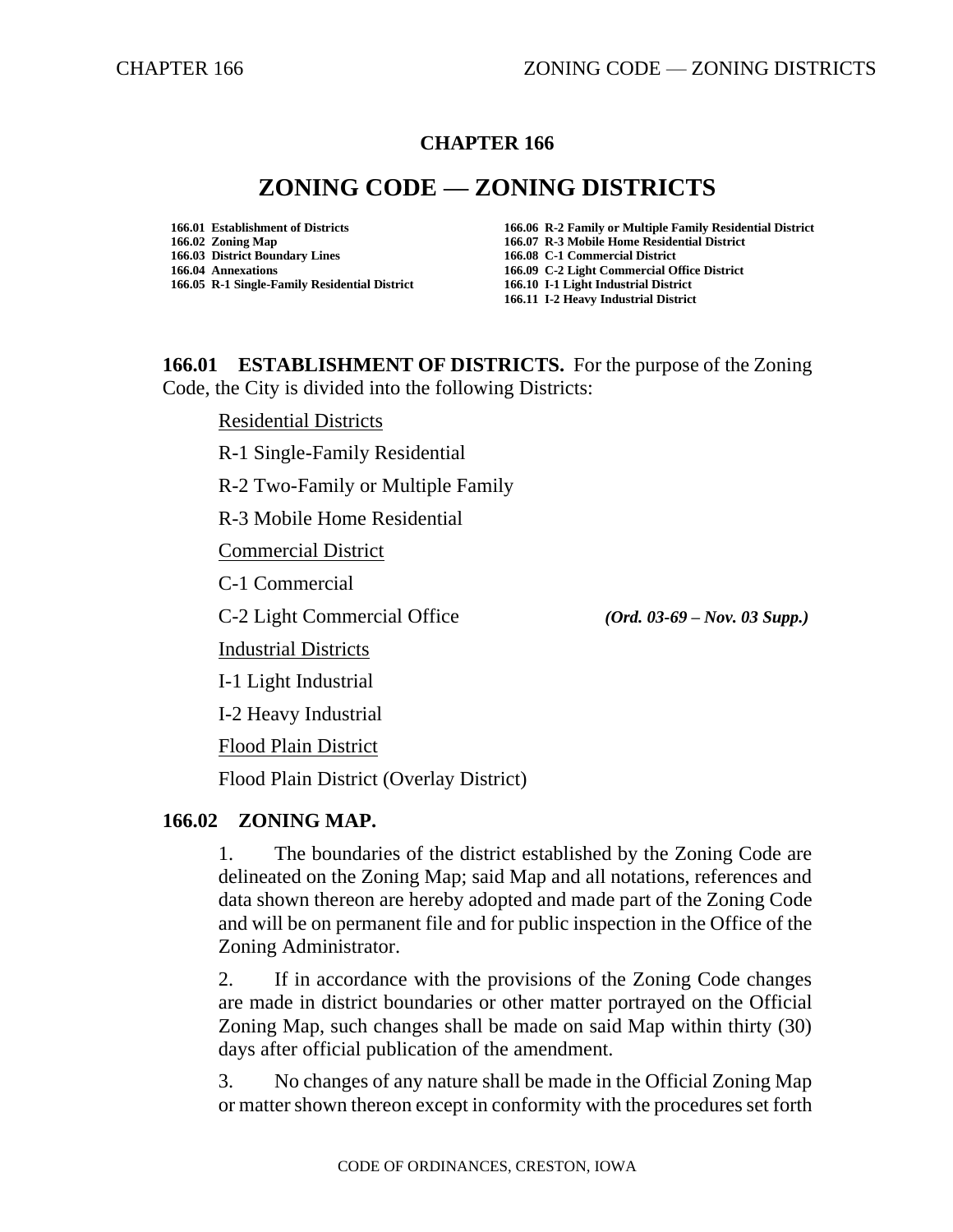# CHAPTER 166

# ZONING CODE — ZONING DISTRICTS

**166.01 Establishment of Districts**
**166.02 Zoning Map**
**166.03 District Boundary Lines**
**166.04 Annexations**
**166.05 R-1 Single-Family Residential District**
**166.06 R-2 Family or Multiple Family Residential District**
**166.07 R-3 Mobile Home Residential District**
**166.08 C-1 Commercial District**
**166.09 C-2 Light Commercial Office District**
**166.10 I-1 Light Industrial District**
**166.11 I-2 Heavy Industrial District**

**166.01 ESTABLISHMENT OF DISTRICTS.** For the purpose of the Zoning Code, the City is divided into the following Districts:

Residential Districts

R-1 Single-Family Residential

R-2 Two-Family or Multiple Family

R-3 Mobile Home Residential

Commercial District

C-1 Commercial

C-2 Light Commercial Office *(Ord. 03-69 – Nov. 03 Supp.)*

Industrial Districts

I-1 Light Industrial

I-2 Heavy Industrial

Flood Plain District

Flood Plain District (Overlay District)

**166.02 ZONING MAP.**

1. The boundaries of the district established by the Zoning Code are delineated on the Zoning Map; said Map and all notations, references and data shown thereon are hereby adopted and made part of the Zoning Code and will be on permanent file and for public inspection in the Office of the Zoning Administrator.

2. If in accordance with the provisions of the Zoning Code changes are made in district boundaries or other matter portrayed on the Official Zoning Map, such changes shall be made on said Map within thirty (30) days after official publication of the amendment.

3. No changes of any nature shall be made in the Official Zoning Map or matter shown thereon except in conformity with the procedures set forth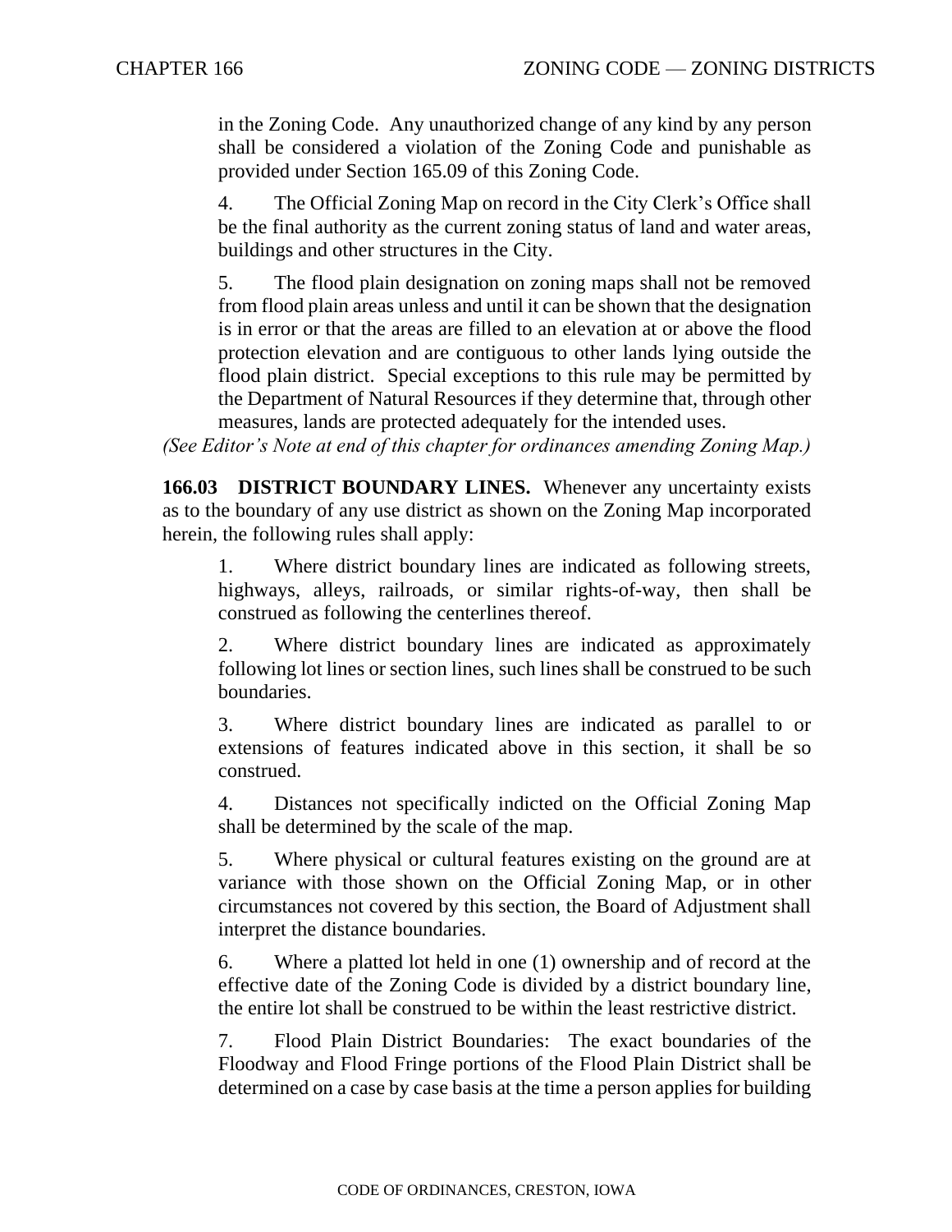in the Zoning Code. Any unauthorized change of any kind by any person shall be considered a violation of the Zoning Code and punishable as provided under Section 165.09 of this Zoning Code.

4. The Official Zoning Map on record in the City Clerk's Office shall be the final authority as the current zoning status of land and water areas, buildings and other structures in the City.

5. The flood plain designation on zoning maps shall not be removed from flood plain areas unless and until it can be shown that the designation is in error or that the areas are filled to an elevation at or above the flood protection elevation and are contiguous to other lands lying outside the flood plain district. Special exceptions to this rule may be permitted by the Department of Natural Resources if they determine that, through other measures, lands are protected adequately for the intended uses.

*(See Editor's Note at end of this chapter for ordinances amending Zoning Map.)*

**166.03 DISTRICT BOUNDARY LINES.** Whenever any uncertainty exists as to the boundary of any use district as shown on the Zoning Map incorporated herein, the following rules shall apply:

1. Where district boundary lines are indicated as following streets, highways, alleys, railroads, or similar rights-of-way, then shall be construed as following the centerlines thereof.

2. Where district boundary lines are indicated as approximately following lot lines or section lines, such lines shall be construed to be such boundaries.

3. Where district boundary lines are indicated as parallel to or extensions of features indicated above in this section, it shall be so construed.

4. Distances not specifically indicted on the Official Zoning Map shall be determined by the scale of the map.

5. Where physical or cultural features existing on the ground are at variance with those shown on the Official Zoning Map, or in other circumstances not covered by this section, the Board of Adjustment shall interpret the distance boundaries.

6. Where a platted lot held in one (1) ownership and of record at the effective date of the Zoning Code is divided by a district boundary line, the entire lot shall be construed to be within the least restrictive district.

7. Flood Plain District Boundaries: The exact boundaries of the Floodway and Flood Fringe portions of the Flood Plain District shall be determined on a case by case basis at the time a person applies for building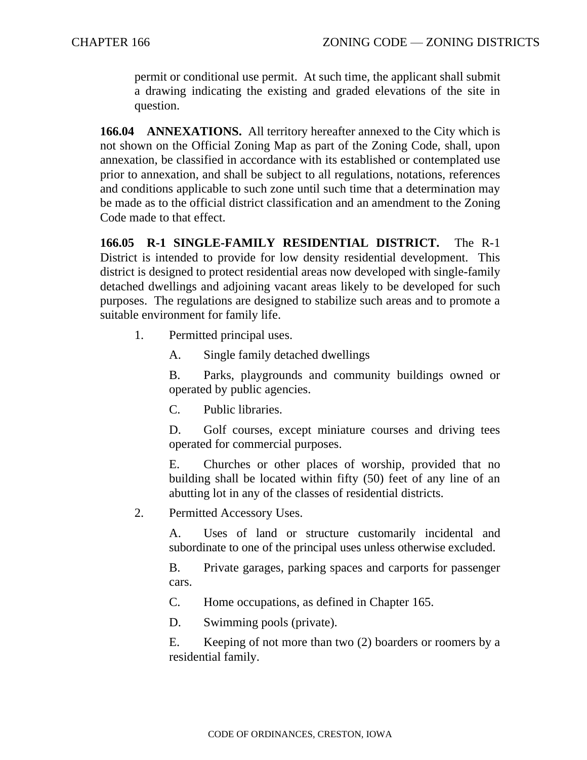permit or conditional use permit. At such time, the applicant shall submit a drawing indicating the existing and graded elevations of the site in question.

**166.04 ANNEXATIONS.** All territory hereafter annexed to the City which is not shown on the Official Zoning Map as part of the Zoning Code, shall, upon annexation, be classified in accordance with its established or contemplated use prior to annexation, and shall be subject to all regulations, notations, references and conditions applicable to such zone until such time that a determination may be made as to the official district classification and an amendment to the Zoning Code made to that effect.

**166.05 R-1 SINGLE-FAMILY RESIDENTIAL DISTRICT.** The R-1 District is intended to provide for low density residential development. This district is designed to protect residential areas now developed with single-family detached dwellings and adjoining vacant areas likely to be developed for such purposes. The regulations are designed to stabilize such areas and to promote a suitable environment for family life.

1. Permitted principal uses.

   A. Single family detached dwellings

   B. Parks, playgrounds and community buildings owned or operated by public agencies.

   C. Public libraries.

   D. Golf courses, except miniature courses and driving tees operated for commercial purposes.

   E. Churches or other places of worship, provided that no building shall be located within fifty (50) feet of any line of an abutting lot in any of the classes of residential districts.

2. Permitted Accessory Uses.

   A. Uses of land or structure customarily incidental and subordinate to one of the principal uses unless otherwise excluded.

   B. Private garages, parking spaces and carports for passenger cars.

   C. Home occupations, as defined in Chapter 165.

   D. Swimming pools (private).

   E. Keeping of not more than two (2) boarders or roomers by a residential family.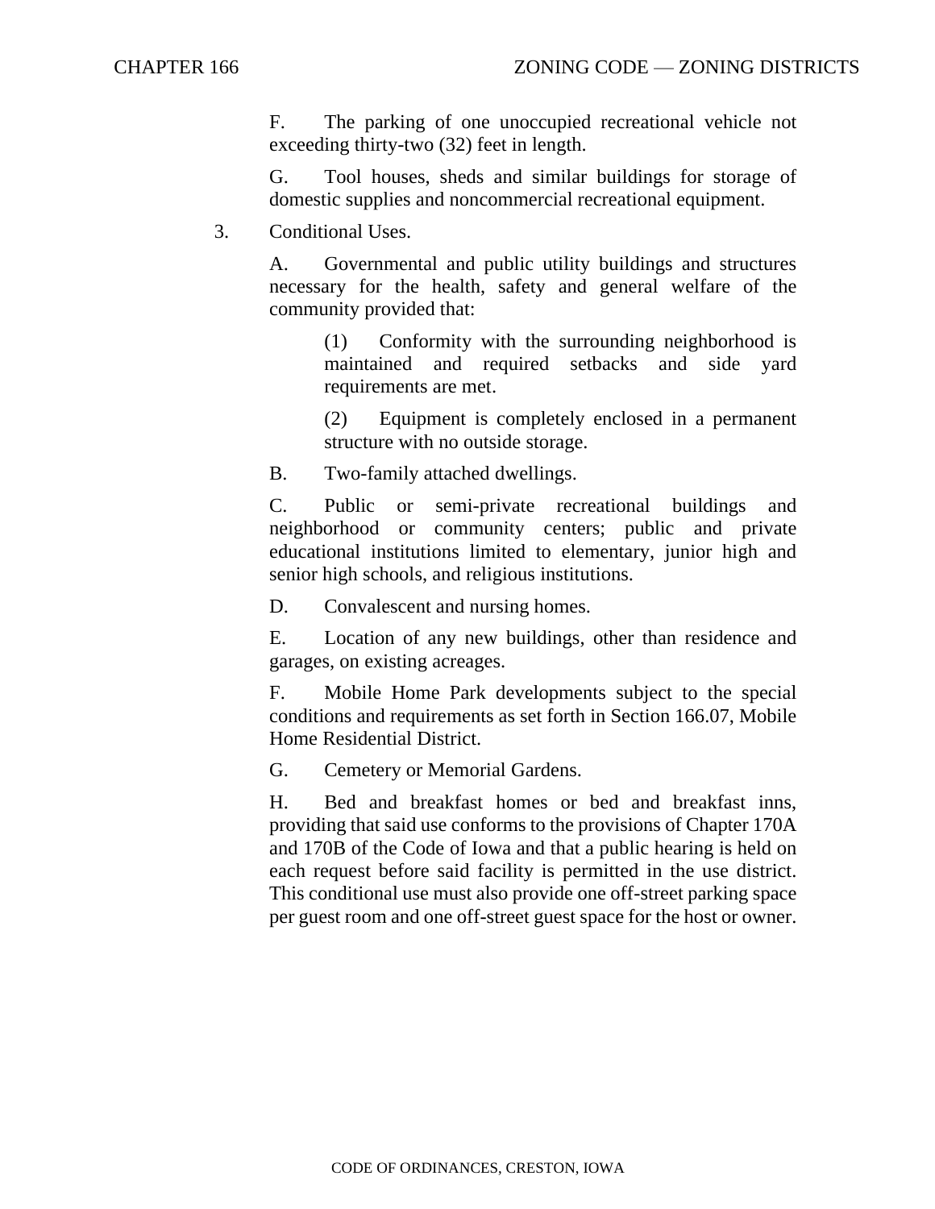F. The parking of one unoccupied recreational vehicle not exceeding thirty-two (32) feet in length.

G. Tool houses, sheds and similar buildings for storage of domestic supplies and noncommercial recreational equipment.

3. Conditional Uses.

A. Governmental and public utility buildings and structures necessary for the health, safety and general welfare of the community provided that:

(1) Conformity with the surrounding neighborhood is maintained and required setbacks and side yard requirements are met.

(2) Equipment is completely enclosed in a permanent structure with no outside storage.

B. Two-family attached dwellings.

C. Public or semi-private recreational buildings and neighborhood or community centers; public and private educational institutions limited to elementary, junior high and senior high schools, and religious institutions.

D. Convalescent and nursing homes.

E. Location of any new buildings, other than residence and garages, on existing acreages.

F. Mobile Home Park developments subject to the special conditions and requirements as set forth in Section 166.07, Mobile Home Residential District.

G. Cemetery or Memorial Gardens.

H. Bed and breakfast homes or bed and breakfast inns, providing that said use conforms to the provisions of Chapter 170A and 170B of the Code of Iowa and that a public hearing is held on each request before said facility is permitted in the use district. This conditional use must also provide one off-street parking space per guest room and one off-street guest space for the host or owner.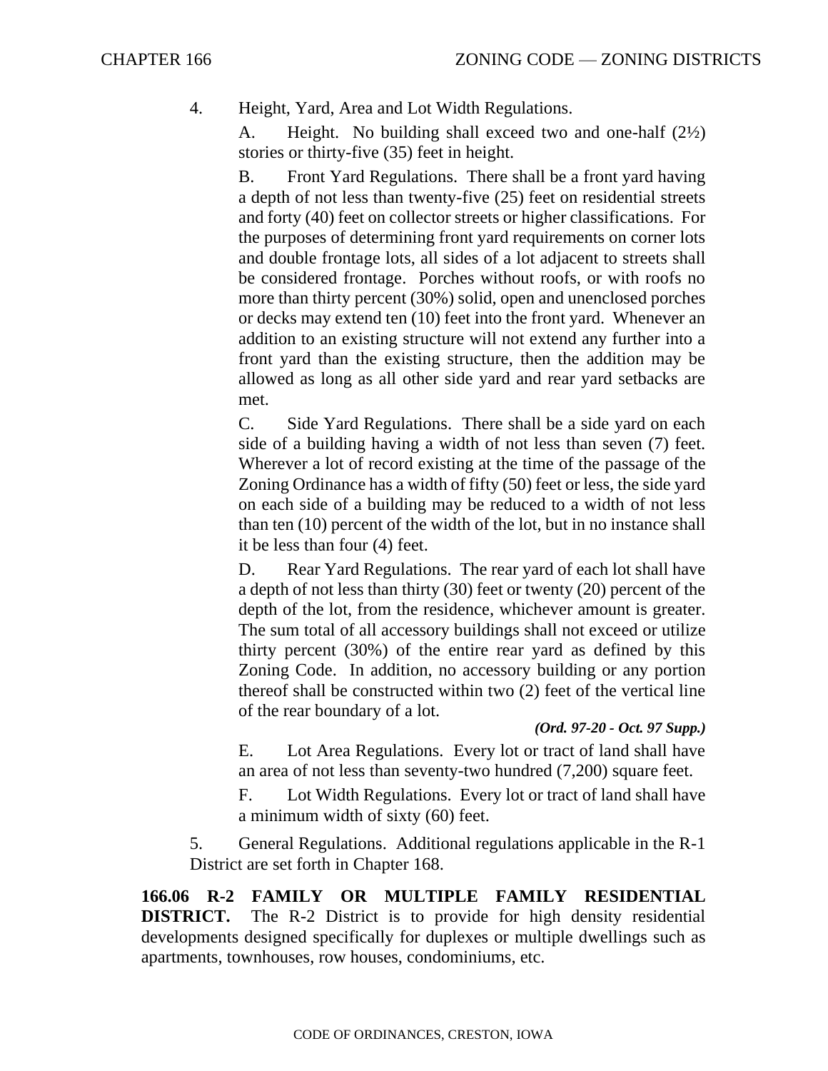4. Height, Yard, Area and Lot Width Regulations.

   A. Height. No building shall exceed two and one-half (2½) stories or thirty-five (35) feet in height.

   B. Front Yard Regulations. There shall be a front yard having a depth of not less than twenty-five (25) feet on residential streets and forty (40) feet on collector streets or higher classifications. For the purposes of determining front yard requirements on corner lots and double frontage lots, all sides of a lot adjacent to streets shall be considered frontage. Porches without roofs, or with roofs no more than thirty percent (30%) solid, open and unenclosed porches or decks may extend ten (10) feet into the front yard. Whenever an addition to an existing structure will not extend any further into a front yard than the existing structure, then the addition may be allowed as long as all other side yard and rear yard setbacks are met.

   C. Side Yard Regulations. There shall be a side yard on each side of a building having a width of not less than seven (7) feet. Wherever a lot of record existing at the time of the passage of the Zoning Ordinance has a width of fifty (50) feet or less, the side yard on each side of a building may be reduced to a width of not less than ten (10) percent of the width of the lot, but in no instance shall it be less than four (4) feet.

   D. Rear Yard Regulations. The rear yard of each lot shall have a depth of not less than thirty (30) feet or twenty (20) percent of the depth of the lot, from the residence, whichever amount is greater. The sum total of all accessory buildings shall not exceed or utilize thirty percent (30%) of the entire rear yard as defined by this Zoning Code. In addition, no accessory building or any portion thereof shall be constructed within two (2) feet of the vertical line of the rear boundary of a lot.

   ***(Ord. 97-20 - Oct. 97 Supp.)***

   E. Lot Area Regulations. Every lot or tract of land shall have an area of not less than seventy-two hundred (7,200) square feet.

   F. Lot Width Regulations. Every lot or tract of land shall have a minimum width of sixty (60) feet.

5. General Regulations. Additional regulations applicable in the R-1 District are set forth in Chapter 168.

**166.06 R-2 FAMILY OR MULTIPLE FAMILY RESIDENTIAL DISTRICT.** The R-2 District is to provide for high density residential developments designed specifically for duplexes or multiple dwellings such as apartments, townhouses, row houses, condominiums, etc.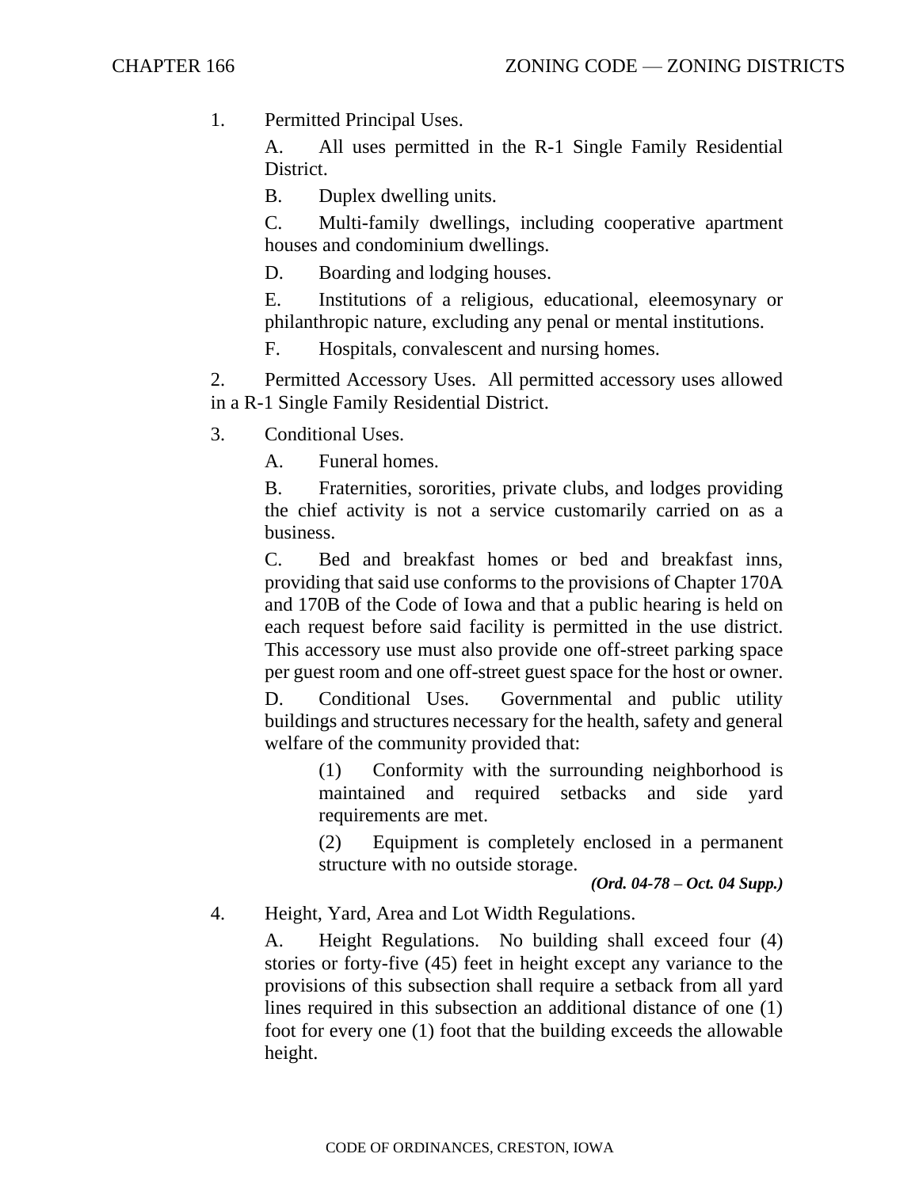1. Permitted Principal Uses.

   A. All uses permitted in the R-1 Single Family Residential District.

   B. Duplex dwelling units.

   C. Multi-family dwellings, including cooperative apartment houses and condominium dwellings.

   D. Boarding and lodging houses.

   E. Institutions of a religious, educational, eleemosynary or philanthropic nature, excluding any penal or mental institutions.

   F. Hospitals, convalescent and nursing homes.

2. Permitted Accessory Uses. All permitted accessory uses allowed in a R-1 Single Family Residential District.

3. Conditional Uses.

   A. Funeral homes.

   B. Fraternities, sororities, private clubs, and lodges providing the chief activity is not a service customarily carried on as a business.

   C. Bed and breakfast homes or bed and breakfast inns, providing that said use conforms to the provisions of Chapter 170A and 170B of the Code of Iowa and that a public hearing is held on each request before said facility is permitted in the use district. This accessory use must also provide one off-street parking space per guest room and one off-street guest space for the host or owner.

   D. Conditional Uses. Governmental and public utility buildings and structures necessary for the health, safety and general welfare of the community provided that:

      (1) Conformity with the surrounding neighborhood is maintained and required setbacks and side yard requirements are met.

      (2) Equipment is completely enclosed in a permanent structure with no outside storage.

***(Ord. 04-78 – Oct. 04 Supp.)***

4. Height, Yard, Area and Lot Width Regulations.

   A. Height Regulations. No building shall exceed four (4) stories or forty-five (45) feet in height except any variance to the provisions of this subsection shall require a setback from all yard lines required in this subsection an additional distance of one (1) foot for every one (1) foot that the building exceeds the allowable height.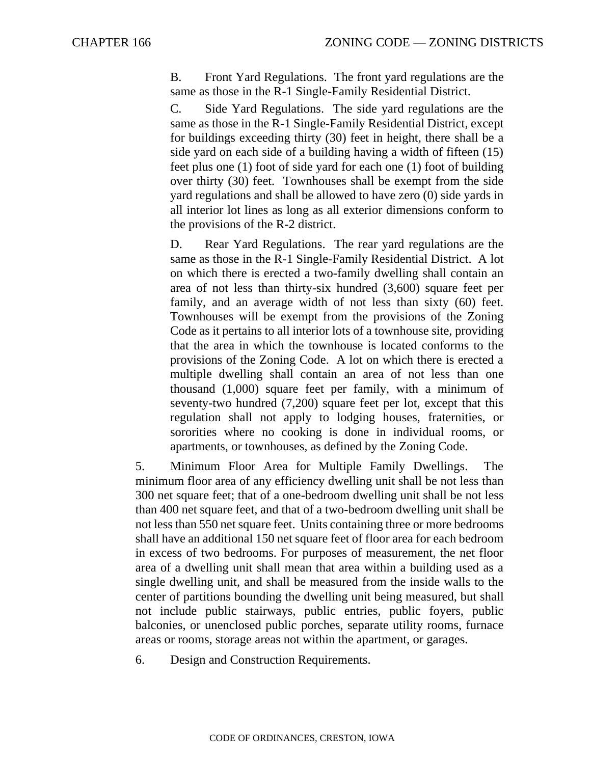B. Front Yard Regulations. The front yard regulations are the same as those in the R-1 Single-Family Residential District.

C. Side Yard Regulations. The side yard regulations are the same as those in the R-1 Single-Family Residential District, except for buildings exceeding thirty (30) feet in height, there shall be a side yard on each side of a building having a width of fifteen (15) feet plus one (1) foot of side yard for each one (1) foot of building over thirty (30) feet. Townhouses shall be exempt from the side yard regulations and shall be allowed to have zero (0) side yards in all interior lot lines as long as all exterior dimensions conform to the provisions of the R-2 district.

D. Rear Yard Regulations. The rear yard regulations are the same as those in the R-1 Single-Family Residential District. A lot on which there is erected a two-family dwelling shall contain an area of not less than thirty-six hundred (3,600) square feet per family, and an average width of not less than sixty (60) feet. Townhouses will be exempt from the provisions of the Zoning Code as it pertains to all interior lots of a townhouse site, providing that the area in which the townhouse is located conforms to the provisions of the Zoning Code. A lot on which there is erected a multiple dwelling shall contain an area of not less than one thousand (1,000) square feet per family, with a minimum of seventy-two hundred (7,200) square feet per lot, except that this regulation shall not apply to lodging houses, fraternities, or sororities where no cooking is done in individual rooms, or apartments, or townhouses, as defined by the Zoning Code.

5. Minimum Floor Area for Multiple Family Dwellings. The minimum floor area of any efficiency dwelling unit shall be not less than 300 net square feet; that of a one-bedroom dwelling unit shall be not less than 400 net square feet, and that of a two-bedroom dwelling unit shall be not less than 550 net square feet. Units containing three or more bedrooms shall have an additional 150 net square feet of floor area for each bedroom in excess of two bedrooms. For purposes of measurement, the net floor area of a dwelling unit shall mean that area within a building used as a single dwelling unit, and shall be measured from the inside walls to the center of partitions bounding the dwelling unit being measured, but shall not include public stairways, public entries, public foyers, public balconies, or unenclosed public porches, separate utility rooms, furnace areas or rooms, storage areas not within the apartment, or garages.

6. Design and Construction Requirements.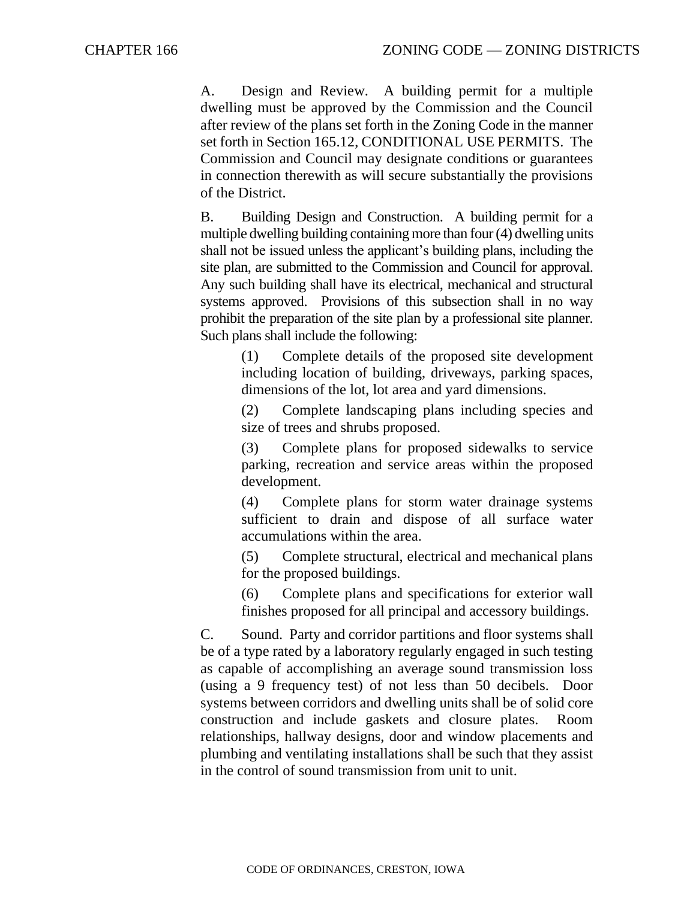A. Design and Review. A building permit for a multiple dwelling must be approved by the Commission and the Council after review of the plans set forth in the Zoning Code in the manner set forth in Section 165.12, CONDITIONAL USE PERMITS. The Commission and Council may designate conditions or guarantees in connection therewith as will secure substantially the provisions of the District.

B. Building Design and Construction. A building permit for a multiple dwelling building containing more than four (4) dwelling units shall not be issued unless the applicant's building plans, including the site plan, are submitted to the Commission and Council for approval. Any such building shall have its electrical, mechanical and structural systems approved. Provisions of this subsection shall in no way prohibit the preparation of the site plan by a professional site planner. Such plans shall include the following:

(1) Complete details of the proposed site development including location of building, driveways, parking spaces, dimensions of the lot, lot area and yard dimensions.

(2) Complete landscaping plans including species and size of trees and shrubs proposed.

(3) Complete plans for proposed sidewalks to service parking, recreation and service areas within the proposed development.

(4) Complete plans for storm water drainage systems sufficient to drain and dispose of all surface water accumulations within the area.

(5) Complete structural, electrical and mechanical plans for the proposed buildings.

(6) Complete plans and specifications for exterior wall finishes proposed for all principal and accessory buildings.

C. Sound. Party and corridor partitions and floor systems shall be of a type rated by a laboratory regularly engaged in such testing as capable of accomplishing an average sound transmission loss (using a 9 frequency test) of not less than 50 decibels. Door systems between corridors and dwelling units shall be of solid core construction and include gaskets and closure plates. Room relationships, hallway designs, door and window placements and plumbing and ventilating installations shall be such that they assist in the control of sound transmission from unit to unit.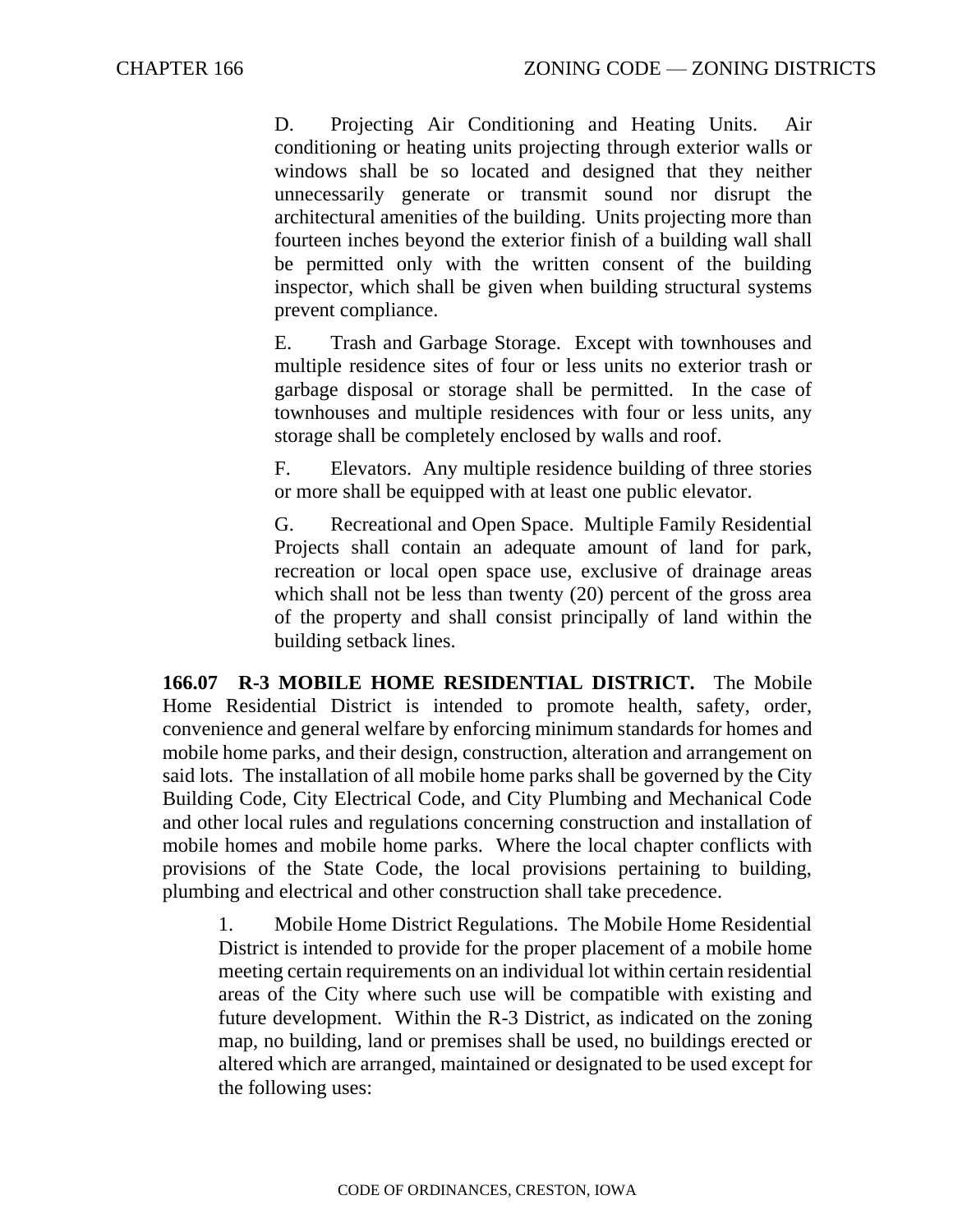D. Projecting Air Conditioning and Heating Units. Air conditioning or heating units projecting through exterior walls or windows shall be so located and designed that they neither unnecessarily generate or transmit sound nor disrupt the architectural amenities of the building. Units projecting more than fourteen inches beyond the exterior finish of a building wall shall be permitted only with the written consent of the building inspector, which shall be given when building structural systems prevent compliance.

E. Trash and Garbage Storage. Except with townhouses and multiple residence sites of four or less units no exterior trash or garbage disposal or storage shall be permitted. In the case of townhouses and multiple residences with four or less units, any storage shall be completely enclosed by walls and roof.

F. Elevators. Any multiple residence building of three stories or more shall be equipped with at least one public elevator.

G. Recreational and Open Space. Multiple Family Residential Projects shall contain an adequate amount of land for park, recreation or local open space use, exclusive of drainage areas which shall not be less than twenty (20) percent of the gross area of the property and shall consist principally of land within the building setback lines.

**166.07 R-3 MOBILE HOME RESIDENTIAL DISTRICT.** The Mobile Home Residential District is intended to promote health, safety, order, convenience and general welfare by enforcing minimum standards for homes and mobile home parks, and their design, construction, alteration and arrangement on said lots. The installation of all mobile home parks shall be governed by the City Building Code, City Electrical Code, and City Plumbing and Mechanical Code and other local rules and regulations concerning construction and installation of mobile homes and mobile home parks. Where the local chapter conflicts with provisions of the State Code, the local provisions pertaining to building, plumbing and electrical and other construction shall take precedence.

1. Mobile Home District Regulations. The Mobile Home Residential District is intended to provide for the proper placement of a mobile home meeting certain requirements on an individual lot within certain residential areas of the City where such use will be compatible with existing and future development. Within the R-3 District, as indicated on the zoning map, no building, land or premises shall be used, no buildings erected or altered which are arranged, maintained or designated to be used except for the following uses: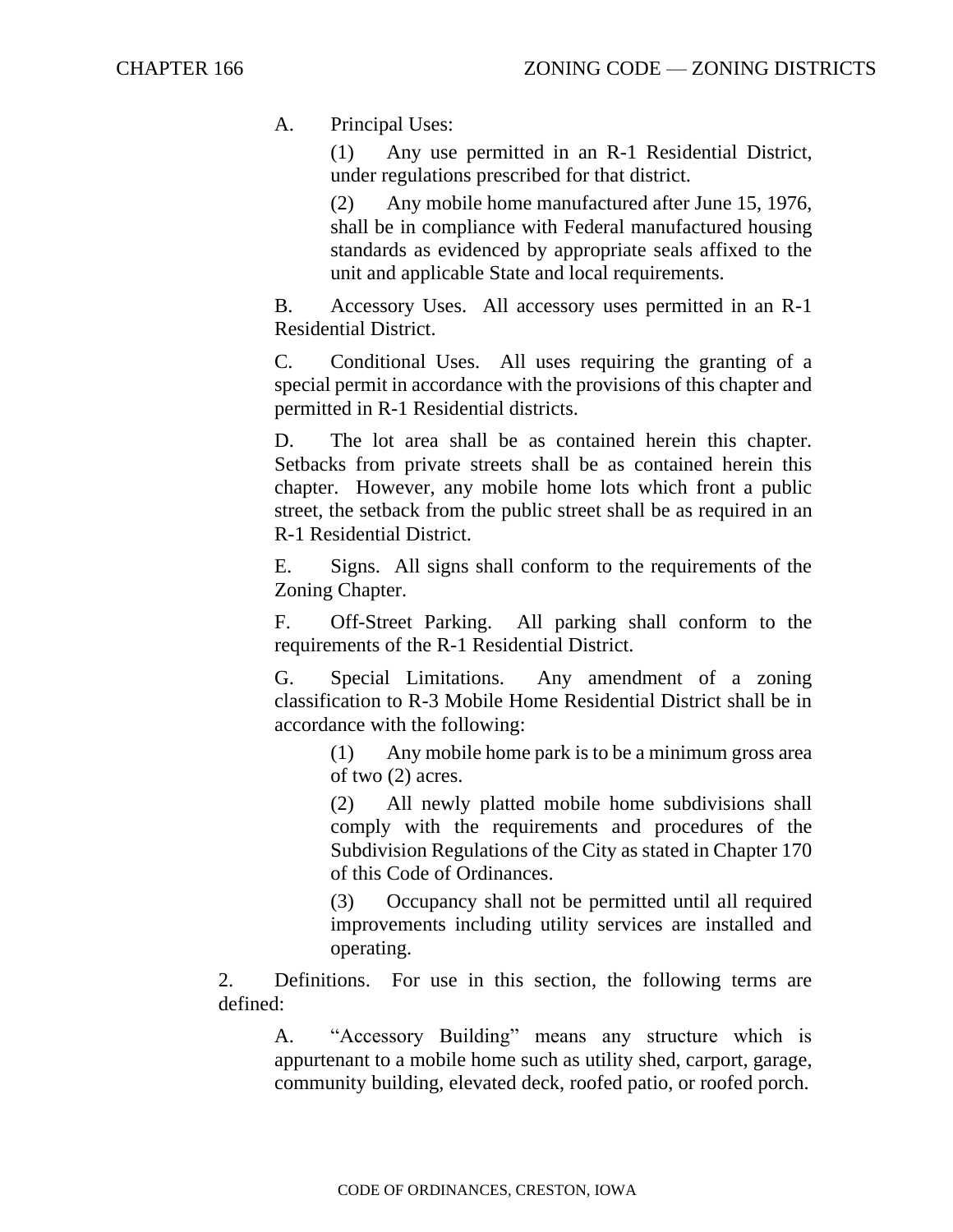A. Principal Uses:

(1) Any use permitted in an R-1 Residential District, under regulations prescribed for that district.

(2) Any mobile home manufactured after June 15, 1976, shall be in compliance with Federal manufactured housing standards as evidenced by appropriate seals affixed to the unit and applicable State and local requirements.

B. Accessory Uses. All accessory uses permitted in an R-1 Residential District.

C. Conditional Uses. All uses requiring the granting of a special permit in accordance with the provisions of this chapter and permitted in R-1 Residential districts.

D. The lot area shall be as contained herein this chapter. Setbacks from private streets shall be as contained herein this chapter. However, any mobile home lots which front a public street, the setback from the public street shall be as required in an R-1 Residential District.

E. Signs. All signs shall conform to the requirements of the Zoning Chapter.

F. Off-Street Parking. All parking shall conform to the requirements of the R-1 Residential District.

G. Special Limitations. Any amendment of a zoning classification to R-3 Mobile Home Residential District shall be in accordance with the following:

(1) Any mobile home park is to be a minimum gross area of two (2) acres.

(2) All newly platted mobile home subdivisions shall comply with the requirements and procedures of the Subdivision Regulations of the City as stated in Chapter 170 of this Code of Ordinances.

(3) Occupancy shall not be permitted until all required improvements including utility services are installed and operating.

2. Definitions. For use in this section, the following terms are defined:

A. "Accessory Building" means any structure which is appurtenant to a mobile home such as utility shed, carport, garage, community building, elevated deck, roofed patio, or roofed porch.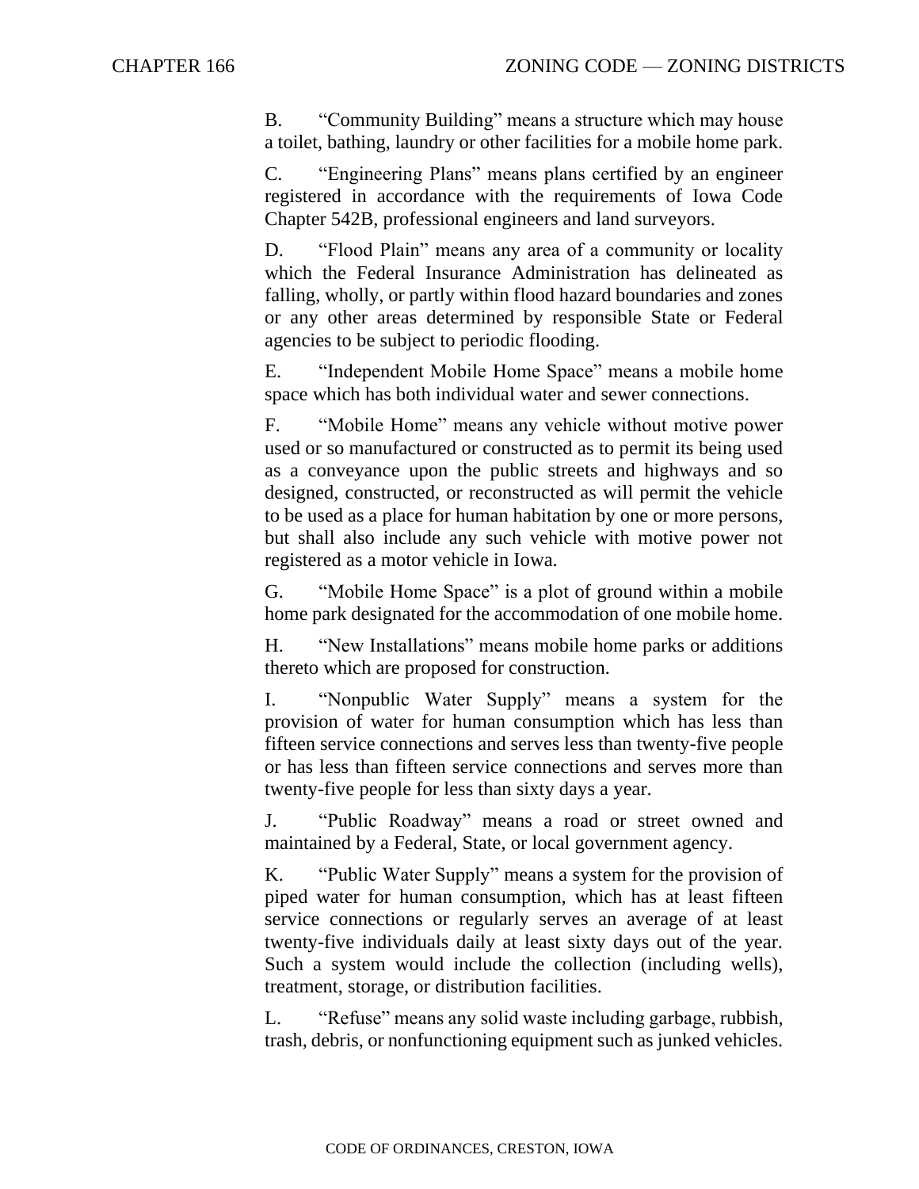B. "Community Building" means a structure which may house a toilet, bathing, laundry or other facilities for a mobile home park.

C. "Engineering Plans" means plans certified by an engineer registered in accordance with the requirements of Iowa Code Chapter 542B, professional engineers and land surveyors.

D. "Flood Plain" means any area of a community or locality which the Federal Insurance Administration has delineated as falling, wholly, or partly within flood hazard boundaries and zones or any other areas determined by responsible State or Federal agencies to be subject to periodic flooding.

E. "Independent Mobile Home Space" means a mobile home space which has both individual water and sewer connections.

F. "Mobile Home" means any vehicle without motive power used or so manufactured or constructed as to permit its being used as a conveyance upon the public streets and highways and so designed, constructed, or reconstructed as will permit the vehicle to be used as a place for human habitation by one or more persons, but shall also include any such vehicle with motive power not registered as a motor vehicle in Iowa.

G. "Mobile Home Space" is a plot of ground within a mobile home park designated for the accommodation of one mobile home.

H. "New Installations" means mobile home parks or additions thereto which are proposed for construction.

I. "Nonpublic Water Supply" means a system for the provision of water for human consumption which has less than fifteen service connections and serves less than twenty-five people or has less than fifteen service connections and serves more than twenty-five people for less than sixty days a year.

J. "Public Roadway" means a road or street owned and maintained by a Federal, State, or local government agency.

K. "Public Water Supply" means a system for the provision of piped water for human consumption, which has at least fifteen service connections or regularly serves an average of at least twenty-five individuals daily at least sixty days out of the year. Such a system would include the collection (including wells), treatment, storage, or distribution facilities.

L. "Refuse" means any solid waste including garbage, rubbish, trash, debris, or nonfunctioning equipment such as junked vehicles.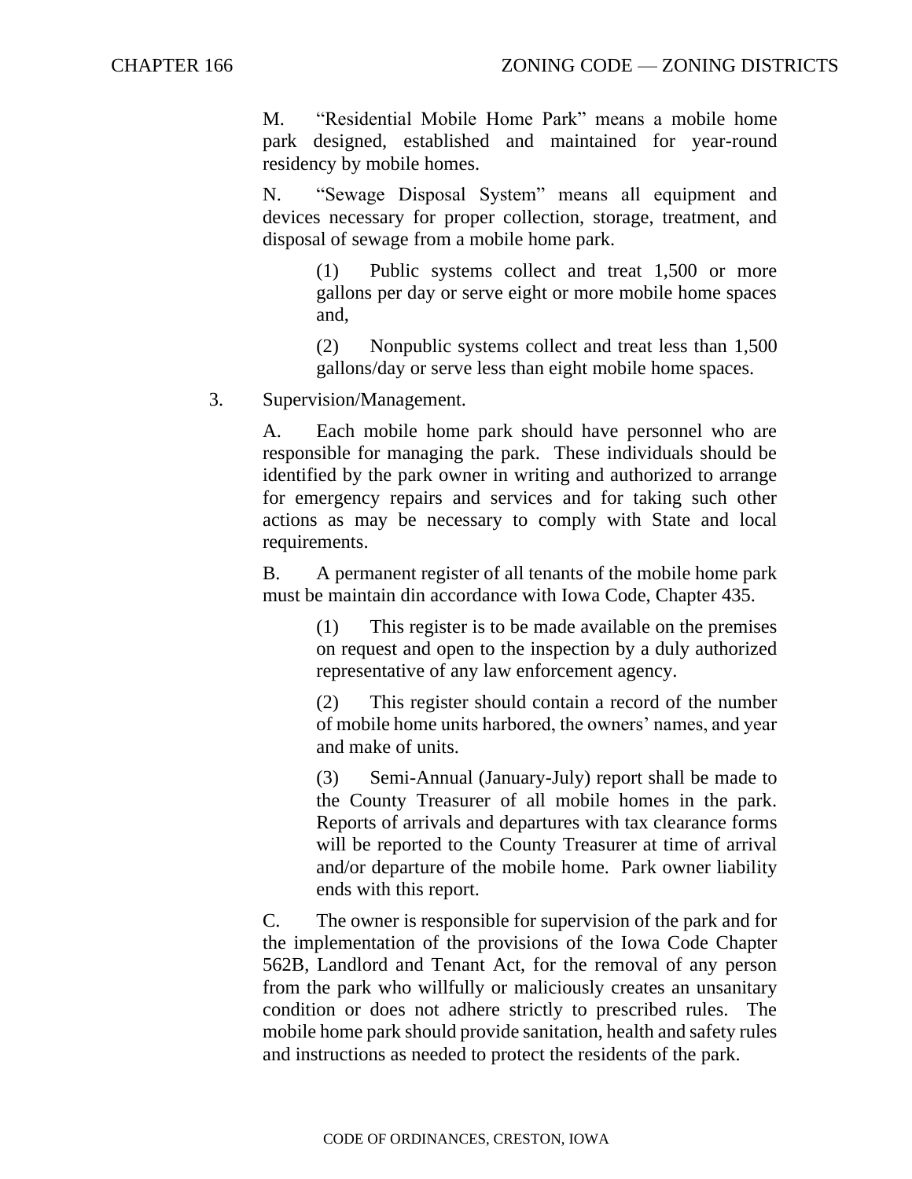M. "Residential Mobile Home Park" means a mobile home park designed, established and maintained for year-round residency by mobile homes.

N. "Sewage Disposal System" means all equipment and devices necessary for proper collection, storage, treatment, and disposal of sewage from a mobile home park.

(1) Public systems collect and treat 1,500 or more gallons per day or serve eight or more mobile home spaces and,

(2) Nonpublic systems collect and treat less than 1,500 gallons/day or serve less than eight mobile home spaces.

3. Supervision/Management.

A. Each mobile home park should have personnel who are responsible for managing the park. These individuals should be identified by the park owner in writing and authorized to arrange for emergency repairs and services and for taking such other actions as may be necessary to comply with State and local requirements.

B. A permanent register of all tenants of the mobile home park must be maintain din accordance with Iowa Code, Chapter 435.

(1) This register is to be made available on the premises on request and open to the inspection by a duly authorized representative of any law enforcement agency.

(2) This register should contain a record of the number of mobile home units harbored, the owners' names, and year and make of units.

(3) Semi-Annual (January-July) report shall be made to the County Treasurer of all mobile homes in the park. Reports of arrivals and departures with tax clearance forms will be reported to the County Treasurer at time of arrival and/or departure of the mobile home. Park owner liability ends with this report.

C. The owner is responsible for supervision of the park and for the implementation of the provisions of the Iowa Code Chapter 562B, Landlord and Tenant Act, for the removal of any person from the park who willfully or maliciously creates an unsanitary condition or does not adhere strictly to prescribed rules. The mobile home park should provide sanitation, health and safety rules and instructions as needed to protect the residents of the park.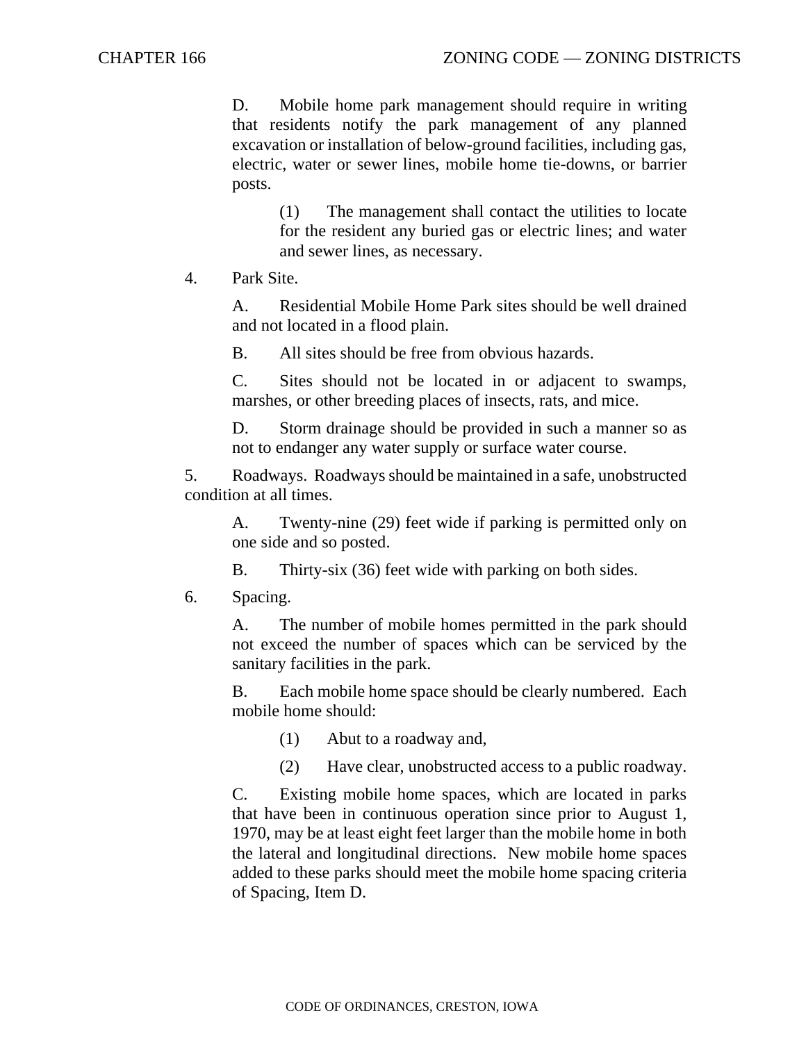D. Mobile home park management should require in writing that residents notify the park management of any planned excavation or installation of below-ground facilities, including gas, electric, water or sewer lines, mobile home tie-downs, or barrier posts.

(1) The management shall contact the utilities to locate for the resident any buried gas or electric lines; and water and sewer lines, as necessary.

4. Park Site.

A. Residential Mobile Home Park sites should be well drained and not located in a flood plain.

B. All sites should be free from obvious hazards.

C. Sites should not be located in or adjacent to swamps, marshes, or other breeding places of insects, rats, and mice.

D. Storm drainage should be provided in such a manner so as not to endanger any water supply or surface water course.

5. Roadways. Roadways should be maintained in a safe, unobstructed condition at all times.

A. Twenty-nine (29) feet wide if parking is permitted only on one side and so posted.

B. Thirty-six (36) feet wide with parking on both sides.

6. Spacing.

A. The number of mobile homes permitted in the park should not exceed the number of spaces which can be serviced by the sanitary facilities in the park.

B. Each mobile home space should be clearly numbered. Each mobile home should:

(1) Abut to a roadway and,

(2) Have clear, unobstructed access to a public roadway.

C. Existing mobile home spaces, which are located in parks that have been in continuous operation since prior to August 1, 1970, may be at least eight feet larger than the mobile home in both the lateral and longitudinal directions. New mobile home spaces added to these parks should meet the mobile home spacing criteria of Spacing, Item D.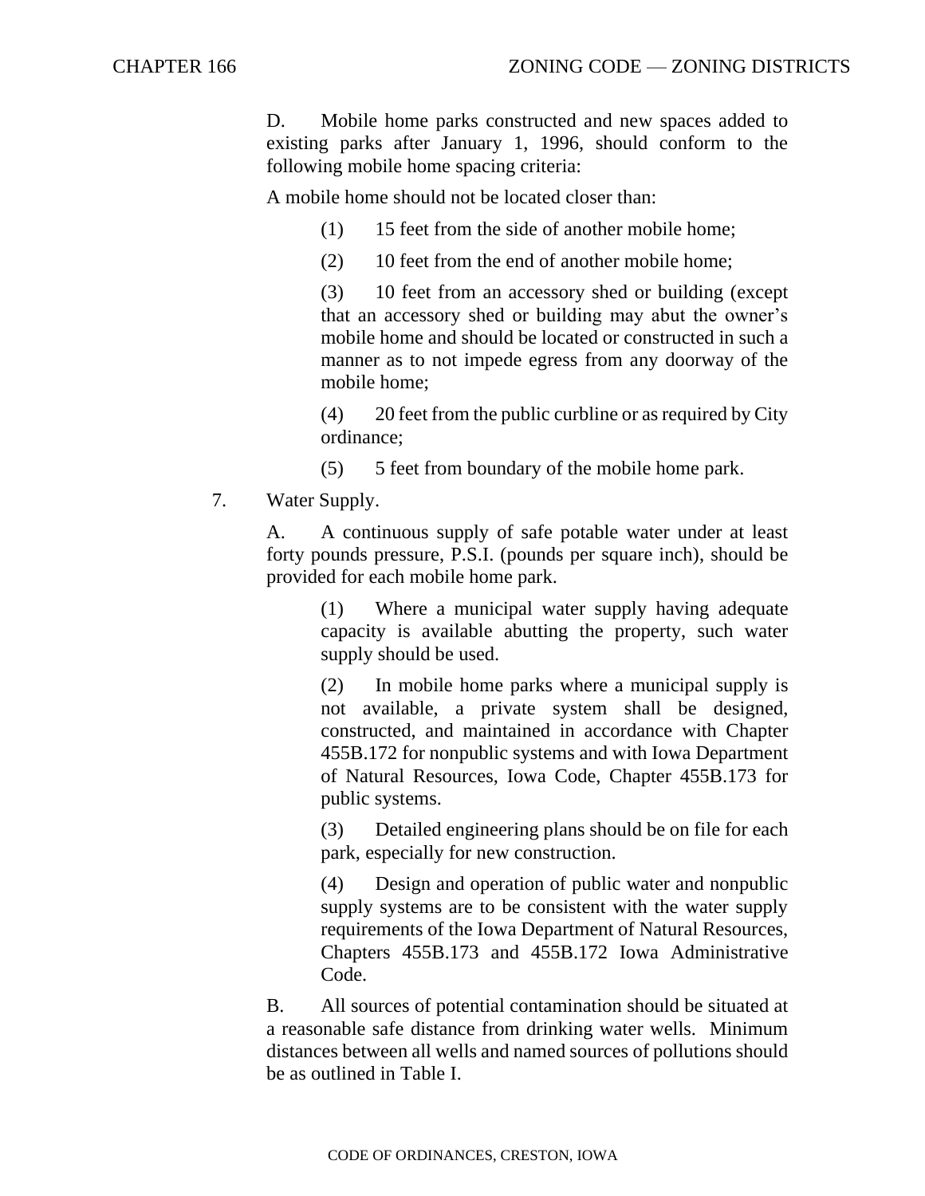D. Mobile home parks constructed and new spaces added to existing parks after January 1, 1996, should conform to the following mobile home spacing criteria:

A mobile home should not be located closer than:

(1) 15 feet from the side of another mobile home;

(2) 10 feet from the end of another mobile home;

(3) 10 feet from an accessory shed or building (except that an accessory shed or building may abut the owner's mobile home and should be located or constructed in such a manner as to not impede egress from any doorway of the mobile home;

(4) 20 feet from the public curbline or as required by City ordinance;

(5) 5 feet from boundary of the mobile home park.

7. Water Supply.

A. A continuous supply of safe potable water under at least forty pounds pressure, P.S.I. (pounds per square inch), should be provided for each mobile home park.

(1) Where a municipal water supply having adequate capacity is available abutting the property, such water supply should be used.

(2) In mobile home parks where a municipal supply is not available, a private system shall be designed, constructed, and maintained in accordance with Chapter 455B.172 for nonpublic systems and with Iowa Department of Natural Resources, Iowa Code, Chapter 455B.173 for public systems.

(3) Detailed engineering plans should be on file for each park, especially for new construction.

(4) Design and operation of public water and nonpublic supply systems are to be consistent with the water supply requirements of the Iowa Department of Natural Resources, Chapters 455B.173 and 455B.172 Iowa Administrative Code.

B. All sources of potential contamination should be situated at a reasonable safe distance from drinking water wells. Minimum distances between all wells and named sources of pollutions should be as outlined in Table I.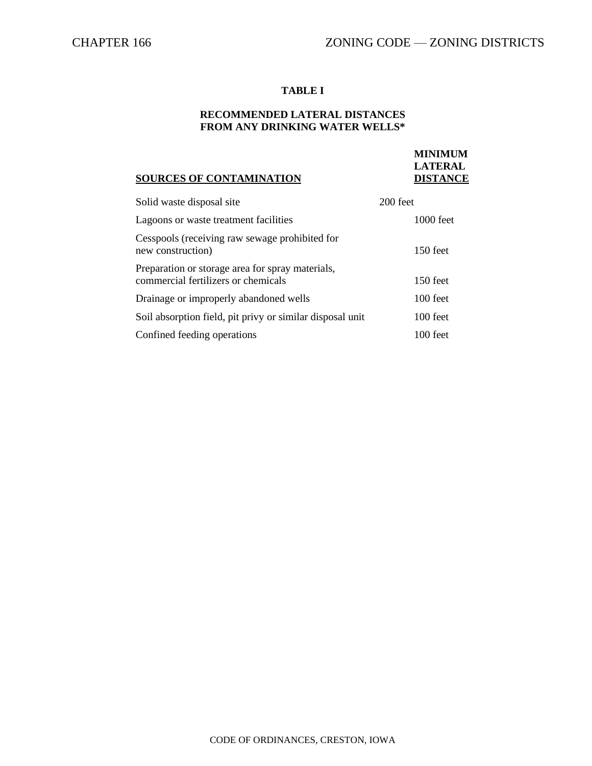**TABLE I**

**RECOMMENDED LATERAL DISTANCES FROM ANY DRINKING WATER WELLS***

| **SOURCES OF CONTAMINATION** | **MINIMUM LATERAL DISTANCE** |
| --- | --- |
| Solid waste disposal site | 200 feet |
| Lagoons or waste treatment facilities | 1000 feet |
| Cesspools (receiving raw sewage prohibited for new construction) | 150 feet |
| Preparation or storage area for spray materials, commercial fertilizers or chemicals | 150 feet |
| Drainage or improperly abandoned wells | 100 feet |
| Soil absorption field, pit privy or similar disposal unit | 100 feet |
| Confined feeding operations | 100 feet |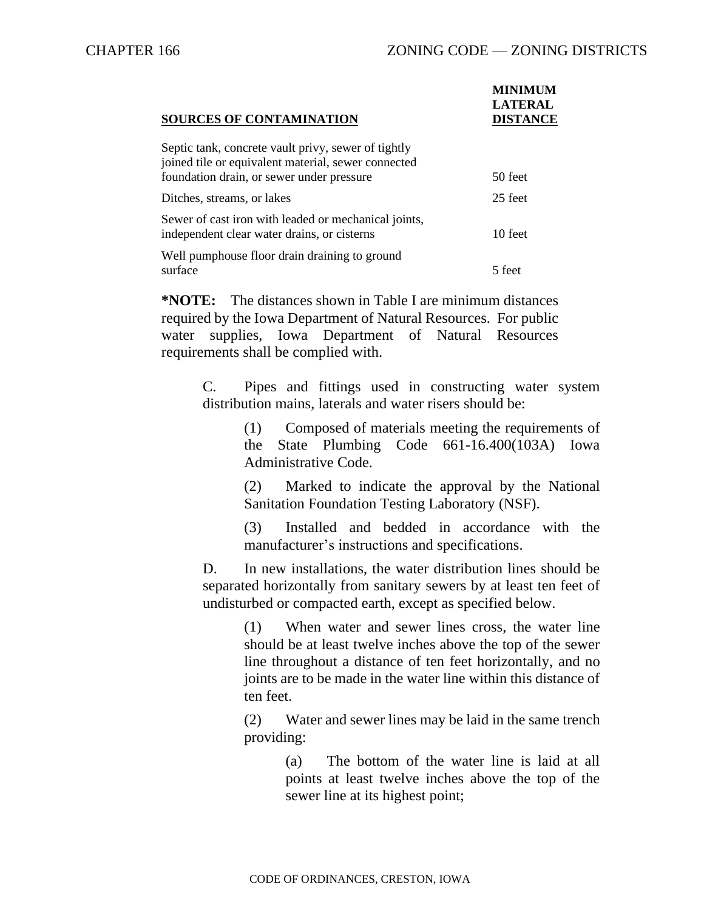| SOURCES OF CONTAMINATION | MINIMUM LATERAL DISTANCE |
|---|---|
| Septic tank, concrete vault privy, sewer of tightly joined tile or equivalent material, sewer connected foundation drain, or sewer under pressure | 50 feet |
| Ditches, streams, or lakes | 25 feet |
| Sewer of cast iron with leaded or mechanical joints, independent clear water drains, or cisterns | 10 feet |
| Well pumphouse floor drain draining to ground surface | 5 feet |

**\*NOTE:** The distances shown in Table I are minimum distances required by the Iowa Department of Natural Resources. For public water supplies, Iowa Department of Natural Resources requirements shall be complied with.

C. Pipes and fittings used in constructing water system distribution mains, laterals and water risers should be:

(1) Composed of materials meeting the requirements of the State Plumbing Code 661-16.400(103A) Iowa Administrative Code.

(2) Marked to indicate the approval by the National Sanitation Foundation Testing Laboratory (NSF).

(3) Installed and bedded in accordance with the manufacturer's instructions and specifications.

D. In new installations, the water distribution lines should be separated horizontally from sanitary sewers by at least ten feet of undisturbed or compacted earth, except as specified below.

(1) When water and sewer lines cross, the water line should be at least twelve inches above the top of the sewer line throughout a distance of ten feet horizontally, and no joints are to be made in the water line within this distance of ten feet.

(2) Water and sewer lines may be laid in the same trench providing:

(a) The bottom of the water line is laid at all points at least twelve inches above the top of the sewer line at its highest point;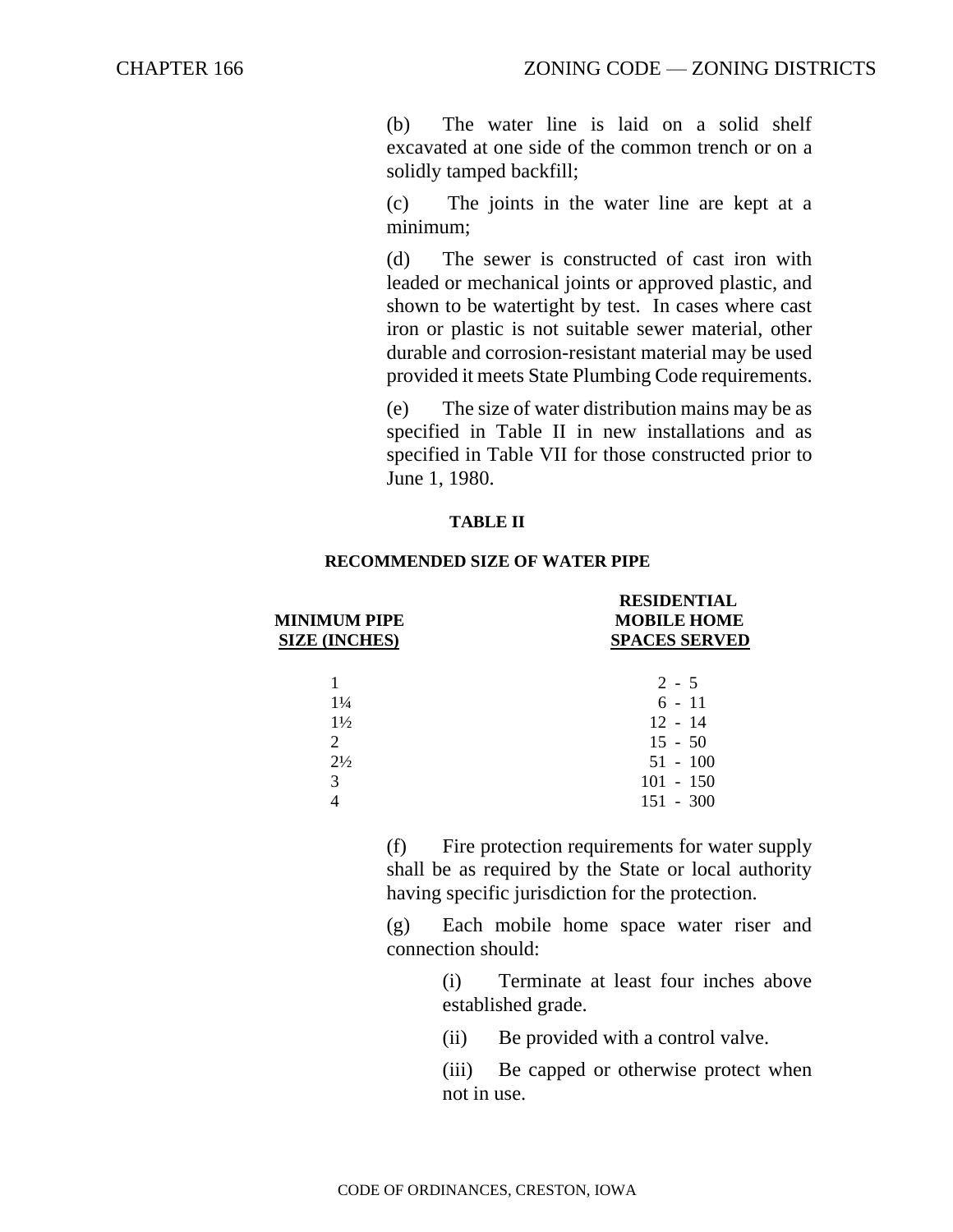(b) The water line is laid on a solid shelf excavated at one side of the common trench or on a solidly tamped backfill;

(c) The joints in the water line are kept at a minimum;

(d) The sewer is constructed of cast iron with leaded or mechanical joints or approved plastic, and shown to be watertight by test. In cases where cast iron or plastic is not suitable sewer material, other durable and corrosion-resistant material may be used provided it meets State Plumbing Code requirements.

(e) The size of water distribution mains may be as specified in Table II in new installations and as specified in Table VII for those constructed prior to June 1, 1980.

**TABLE II**

**RECOMMENDED SIZE OF WATER PIPE**

| MINIMUM PIPE SIZE (INCHES) | RESIDENTIAL MOBILE HOME SPACES SERVED |
|---|---|
| 1 | 2 - 5 |
| 1¼ | 6 - 11 |
| 1½ | 12 - 14 |
| 2 | 15 - 50 |
| 2½ | 51 - 100 |
| 3 | 101 - 150 |
| 4 | 151 - 300 |

(f) Fire protection requirements for water supply shall be as required by the State or local authority having specific jurisdiction for the protection.

(g) Each mobile home space water riser and connection should:

(i) Terminate at least four inches above established grade.

(ii) Be provided with a control valve.

(iii) Be capped or otherwise protect when not in use.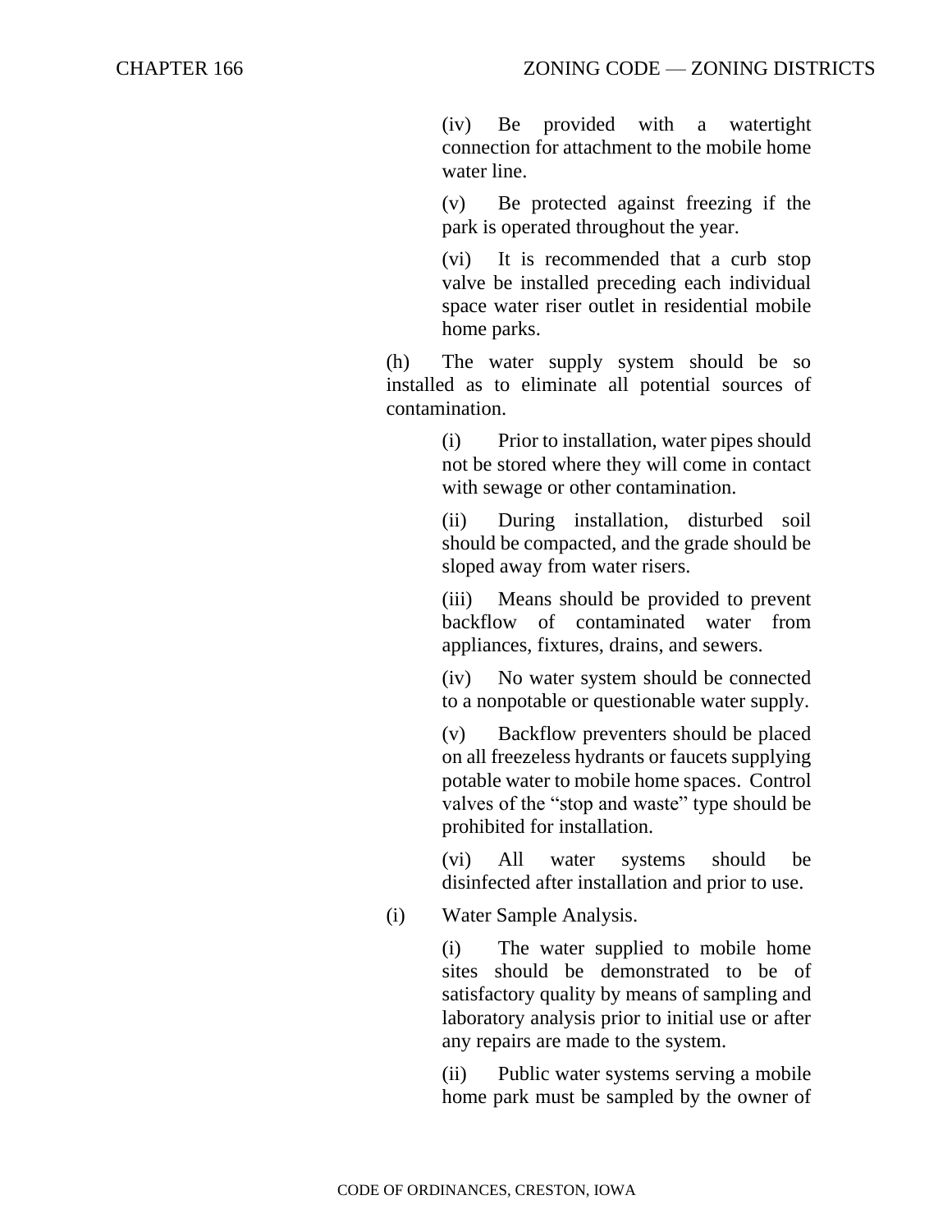(iv) Be provided with a watertight connection for attachment to the mobile home water line.

(v) Be protected against freezing if the park is operated throughout the year.

(vi) It is recommended that a curb stop valve be installed preceding each individual space water riser outlet in residential mobile home parks.

(h) The water supply system should be so installed as to eliminate all potential sources of contamination.

(i) Prior to installation, water pipes should not be stored where they will come in contact with sewage or other contamination.

(ii) During installation, disturbed soil should be compacted, and the grade should be sloped away from water risers.

(iii) Means should be provided to prevent backflow of contaminated water from appliances, fixtures, drains, and sewers.

(iv) No water system should be connected to a nonpotable or questionable water supply.

(v) Backflow preventers should be placed on all freezeless hydrants or faucets supplying potable water to mobile home spaces. Control valves of the "stop and waste" type should be prohibited for installation.

(vi) All water systems should be disinfected after installation and prior to use.

(i) Water Sample Analysis.

(i) The water supplied to mobile home sites should be demonstrated to be of satisfactory quality by means of sampling and laboratory analysis prior to initial use or after any repairs are made to the system.

(ii) Public water systems serving a mobile home park must be sampled by the owner of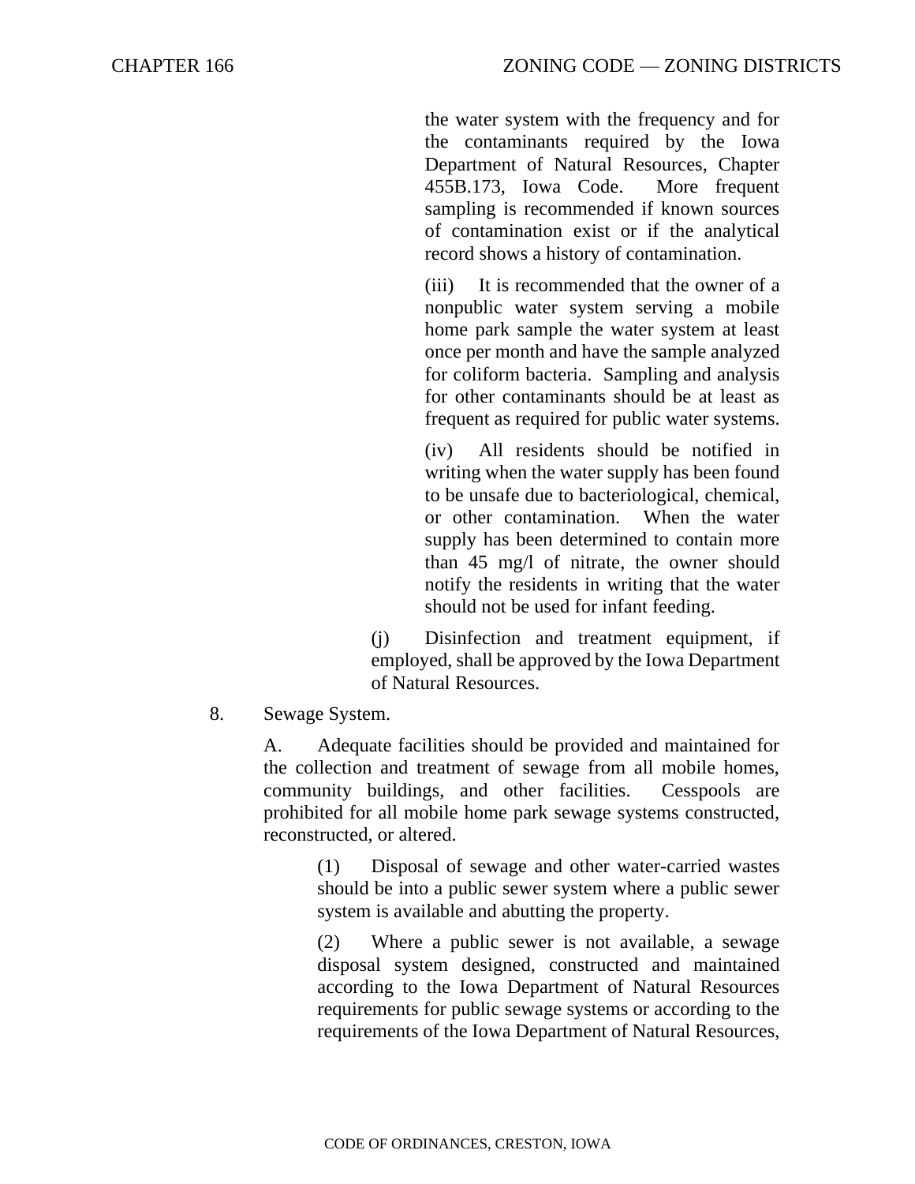the water system with the frequency and for the contaminants required by the Iowa Department of Natural Resources, Chapter 455B.173, Iowa Code. More frequent sampling is recommended if known sources of contamination exist or if the analytical record shows a history of contamination.

(iii) It is recommended that the owner of a nonpublic water system serving a mobile home park sample the water system at least once per month and have the sample analyzed for coliform bacteria. Sampling and analysis for other contaminants should be at least as frequent as required for public water systems.

(iv) All residents should be notified in writing when the water supply has been found to be unsafe due to bacteriological, chemical, or other contamination. When the water supply has been determined to contain more than 45 mg/l of nitrate, the owner should notify the residents in writing that the water should not be used for infant feeding.

(j) Disinfection and treatment equipment, if employed, shall be approved by the Iowa Department of Natural Resources.

8. Sewage System.

A. Adequate facilities should be provided and maintained for the collection and treatment of sewage from all mobile homes, community buildings, and other facilities. Cesspools are prohibited for all mobile home park sewage systems constructed, reconstructed, or altered.

(1) Disposal of sewage and other water-carried wastes should be into a public sewer system where a public sewer system is available and abutting the property.

(2) Where a public sewer is not available, a sewage disposal system designed, constructed and maintained according to the Iowa Department of Natural Resources requirements for public sewage systems or according to the requirements of the Iowa Department of Natural Resources,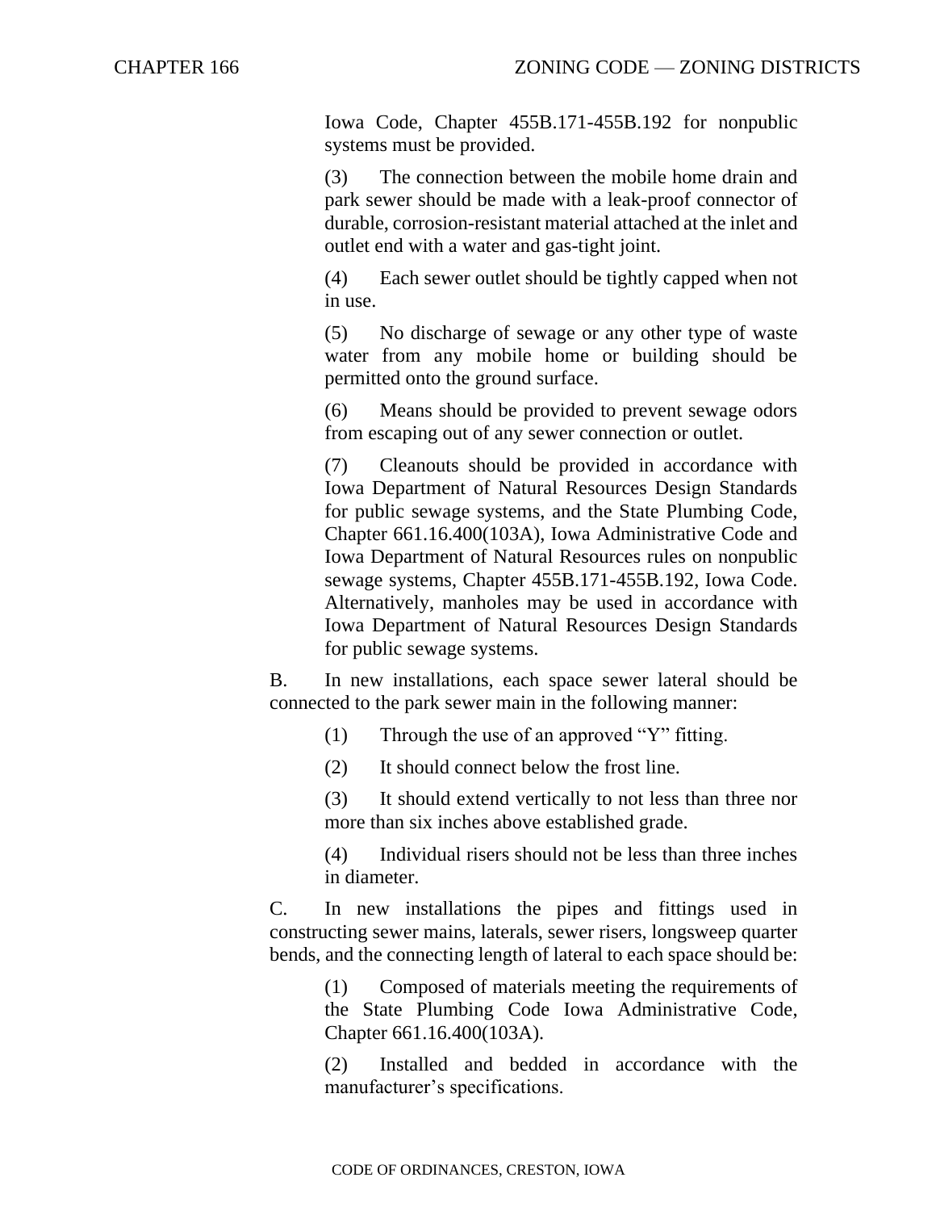Iowa Code, Chapter 455B.171-455B.192 for nonpublic systems must be provided.

(3) The connection between the mobile home drain and park sewer should be made with a leak-proof connector of durable, corrosion-resistant material attached at the inlet and outlet end with a water and gas-tight joint.

(4) Each sewer outlet should be tightly capped when not in use.

(5) No discharge of sewage or any other type of waste water from any mobile home or building should be permitted onto the ground surface.

(6) Means should be provided to prevent sewage odors from escaping out of any sewer connection or outlet.

(7) Cleanouts should be provided in accordance with Iowa Department of Natural Resources Design Standards for public sewage systems, and the State Plumbing Code, Chapter 661.16.400(103A), Iowa Administrative Code and Iowa Department of Natural Resources rules on nonpublic sewage systems, Chapter 455B.171-455B.192, Iowa Code. Alternatively, manholes may be used in accordance with Iowa Department of Natural Resources Design Standards for public sewage systems.

B. In new installations, each space sewer lateral should be connected to the park sewer main in the following manner:

(1) Through the use of an approved "Y" fitting.

(2) It should connect below the frost line.

(3) It should extend vertically to not less than three nor more than six inches above established grade.

(4) Individual risers should not be less than three inches in diameter.

C. In new installations the pipes and fittings used in constructing sewer mains, laterals, sewer risers, longsweep quarter bends, and the connecting length of lateral to each space should be:

(1) Composed of materials meeting the requirements of the State Plumbing Code Iowa Administrative Code, Chapter 661.16.400(103A).

(2) Installed and bedded in accordance with the manufacturer's specifications.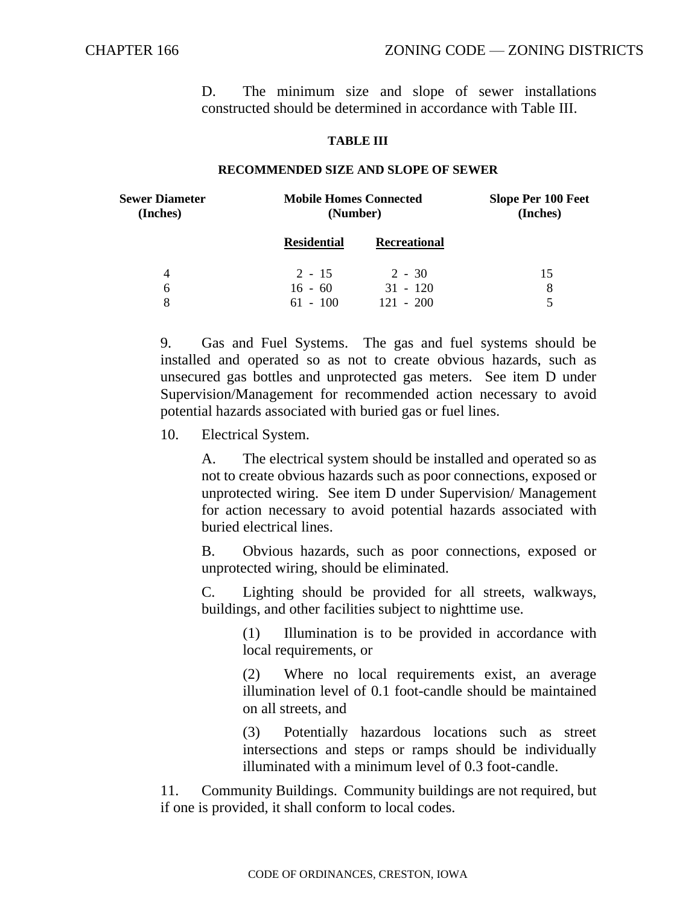D. The minimum size and slope of sewer installations constructed should be determined in accordance with Table III.

**TABLE III**

**RECOMMENDED SIZE AND SLOPE OF SEWER**

| Sewer Diameter (Inches) | Mobile Homes Connected (Number) | | Slope Per 100 Feet (Inches) |
|---|---|---|---|
| | Residential | Recreational | |
| 4 | 2 - 15 | 2 - 30 | 15 |
| 6 | 16 - 60 | 31 - 120 | 8 |
| 8 | 61 - 100 | 121 - 200 | 5 |

9. Gas and Fuel Systems. The gas and fuel systems should be installed and operated so as not to create obvious hazards, such as unsecured gas bottles and unprotected gas meters. See item D under Supervision/Management for recommended action necessary to avoid potential hazards associated with buried gas or fuel lines.

10. Electrical System.

A. The electrical system should be installed and operated so as not to create obvious hazards such as poor connections, exposed or unprotected wiring. See item D under Supervision/ Management for action necessary to avoid potential hazards associated with buried electrical lines.

B. Obvious hazards, such as poor connections, exposed or unprotected wiring, should be eliminated.

C. Lighting should be provided for all streets, walkways, buildings, and other facilities subject to nighttime use.

(1) Illumination is to be provided in accordance with local requirements, or

(2) Where no local requirements exist, an average illumination level of 0.1 foot-candle should be maintained on all streets, and

(3) Potentially hazardous locations such as street intersections and steps or ramps should be individually illuminated with a minimum level of 0.3 foot-candle.

11. Community Buildings. Community buildings are not required, but if one is provided, it shall conform to local codes.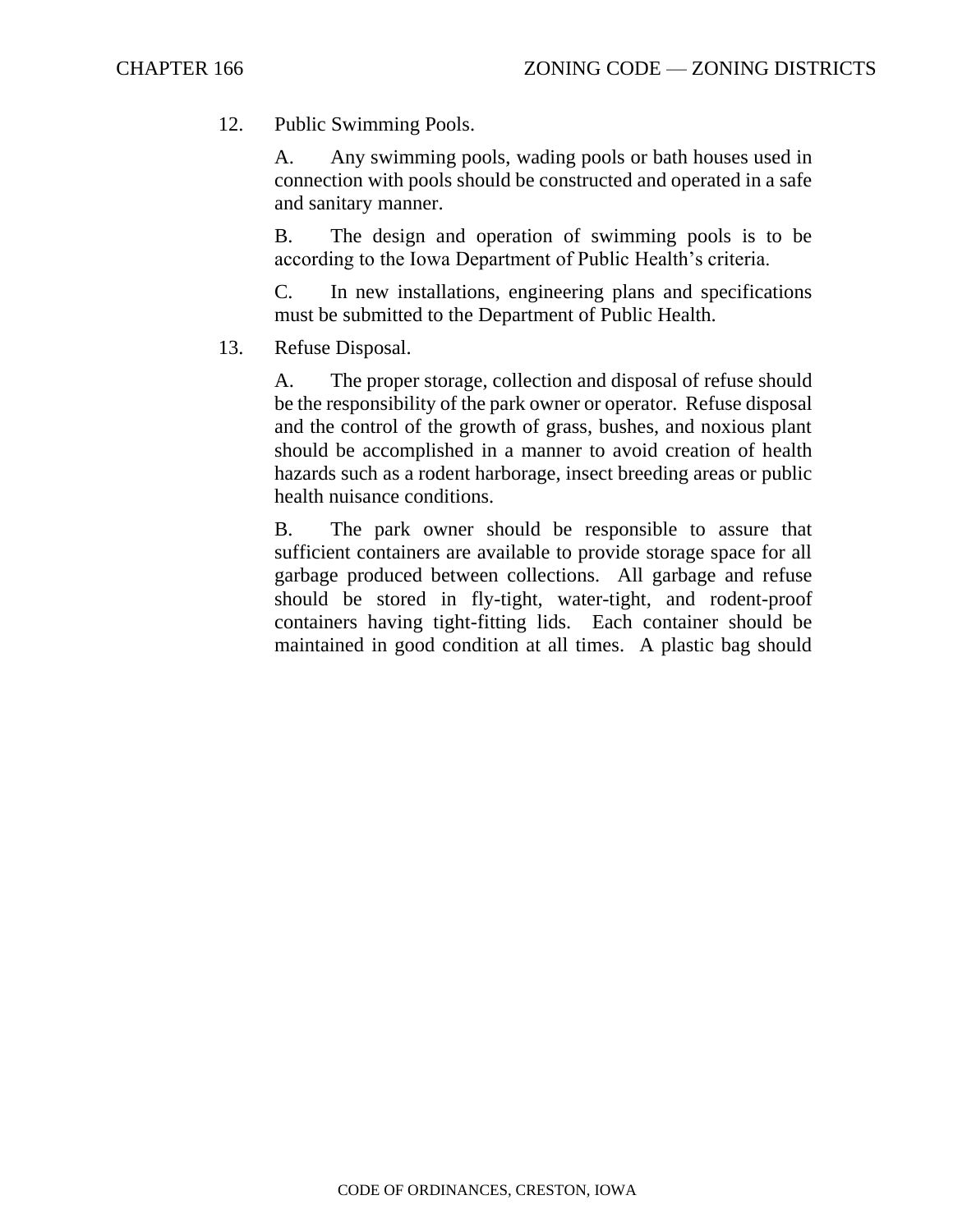12. Public Swimming Pools.

    A. Any swimming pools, wading pools or bath houses used in connection with pools should be constructed and operated in a safe and sanitary manner.

    B. The design and operation of swimming pools is to be according to the Iowa Department of Public Health's criteria.

    C. In new installations, engineering plans and specifications must be submitted to the Department of Public Health.

13. Refuse Disposal.

    A. The proper storage, collection and disposal of refuse should be the responsibility of the park owner or operator. Refuse disposal and the control of the growth of grass, bushes, and noxious plant should be accomplished in a manner to avoid creation of health hazards such as a rodent harborage, insect breeding areas or public health nuisance conditions.

    B. The park owner should be responsible to assure that sufficient containers are available to provide storage space for all garbage produced between collections. All garbage and refuse should be stored in fly-tight, water-tight, and rodent-proof containers having tight-fitting lids. Each container should be maintained in good condition at all times. A plastic bag should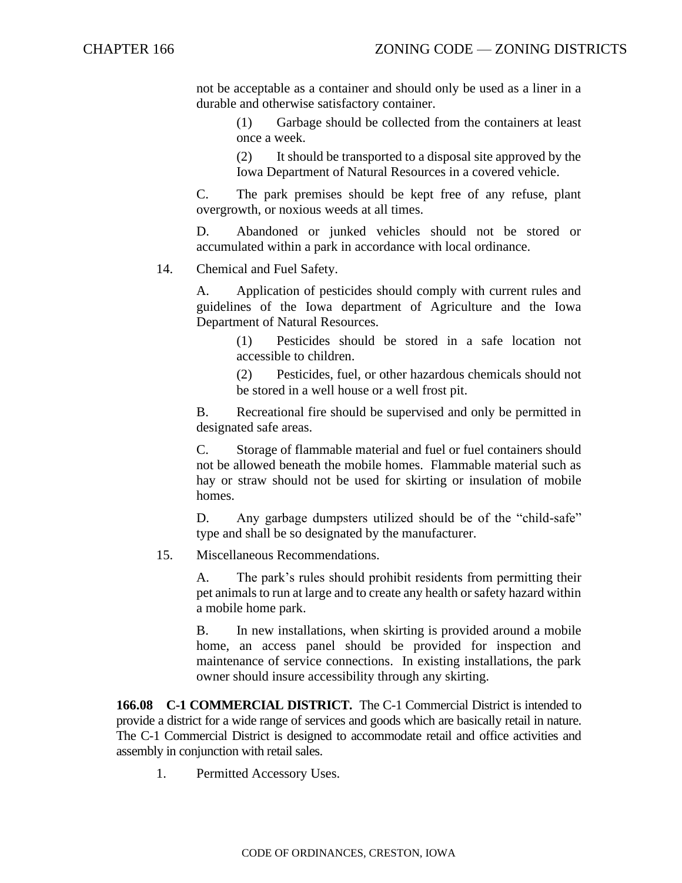not be acceptable as a container and should only be used as a liner in a durable and otherwise satisfactory container.

(1) Garbage should be collected from the containers at least once a week.

(2) It should be transported to a disposal site approved by the Iowa Department of Natural Resources in a covered vehicle.

C. The park premises should be kept free of any refuse, plant overgrowth, or noxious weeds at all times.

D. Abandoned or junked vehicles should not be stored or accumulated within a park in accordance with local ordinance.

14. Chemical and Fuel Safety.

A. Application of pesticides should comply with current rules and guidelines of the Iowa department of Agriculture and the Iowa Department of Natural Resources.

(1) Pesticides should be stored in a safe location not accessible to children.

(2) Pesticides, fuel, or other hazardous chemicals should not be stored in a well house or a well frost pit.

B. Recreational fire should be supervised and only be permitted in designated safe areas.

C. Storage of flammable material and fuel or fuel containers should not be allowed beneath the mobile homes. Flammable material such as hay or straw should not be used for skirting or insulation of mobile homes.

D. Any garbage dumpsters utilized should be of the "child-safe" type and shall be so designated by the manufacturer.

15. Miscellaneous Recommendations.

A. The park's rules should prohibit residents from permitting their pet animals to run at large and to create any health or safety hazard within a mobile home park.

B. In new installations, when skirting is provided around a mobile home, an access panel should be provided for inspection and maintenance of service connections. In existing installations, the park owner should insure accessibility through any skirting.

**166.08 C-1 COMMERCIAL DISTRICT.** The C-1 Commercial District is intended to provide a district for a wide range of services and goods which are basically retail in nature. The C-1 Commercial District is designed to accommodate retail and office activities and assembly in conjunction with retail sales.

1. Permitted Accessory Uses.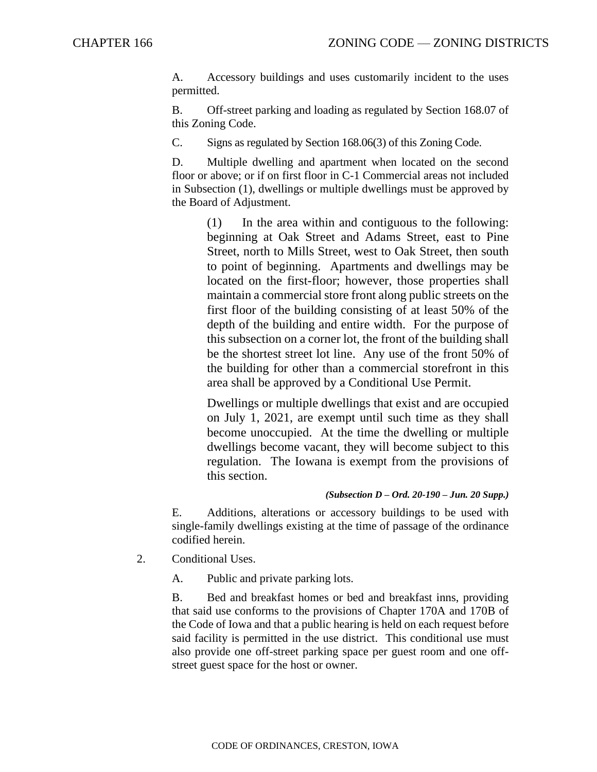A. Accessory buildings and uses customarily incident to the uses permitted.

B. Off-street parking and loading as regulated by Section 168.07 of this Zoning Code.

C. Signs as regulated by Section 168.06(3) of this Zoning Code.

D. Multiple dwelling and apartment when located on the second floor or above; or if on first floor in C-1 Commercial areas not included in Subsection (1), dwellings or multiple dwellings must be approved by the Board of Adjustment.

(1) In the area within and contiguous to the following: beginning at Oak Street and Adams Street, east to Pine Street, north to Mills Street, west to Oak Street, then south to point of beginning. Apartments and dwellings may be located on the first-floor; however, those properties shall maintain a commercial store front along public streets on the first floor of the building consisting of at least 50% of the depth of the building and entire width. For the purpose of this subsection on a corner lot, the front of the building shall be the shortest street lot line. Any use of the front 50% of the building for other than a commercial storefront in this area shall be approved by a Conditional Use Permit.

Dwellings or multiple dwellings that exist and are occupied on July 1, 2021, are exempt until such time as they shall become unoccupied. At the time the dwelling or multiple dwellings become vacant, they will become subject to this regulation. The Iowana is exempt from the provisions of this section.

***(Subsection D – Ord. 20-190 – Jun. 20 Supp.)***

E. Additions, alterations or accessory buildings to be used with single-family dwellings existing at the time of passage of the ordinance codified herein.

2. Conditional Uses.

A. Public and private parking lots.

B. Bed and breakfast homes or bed and breakfast inns, providing that said use conforms to the provisions of Chapter 170A and 170B of the Code of Iowa and that a public hearing is held on each request before said facility is permitted in the use district. This conditional use must also provide one off-street parking space per guest room and one off-street guest space for the host or owner.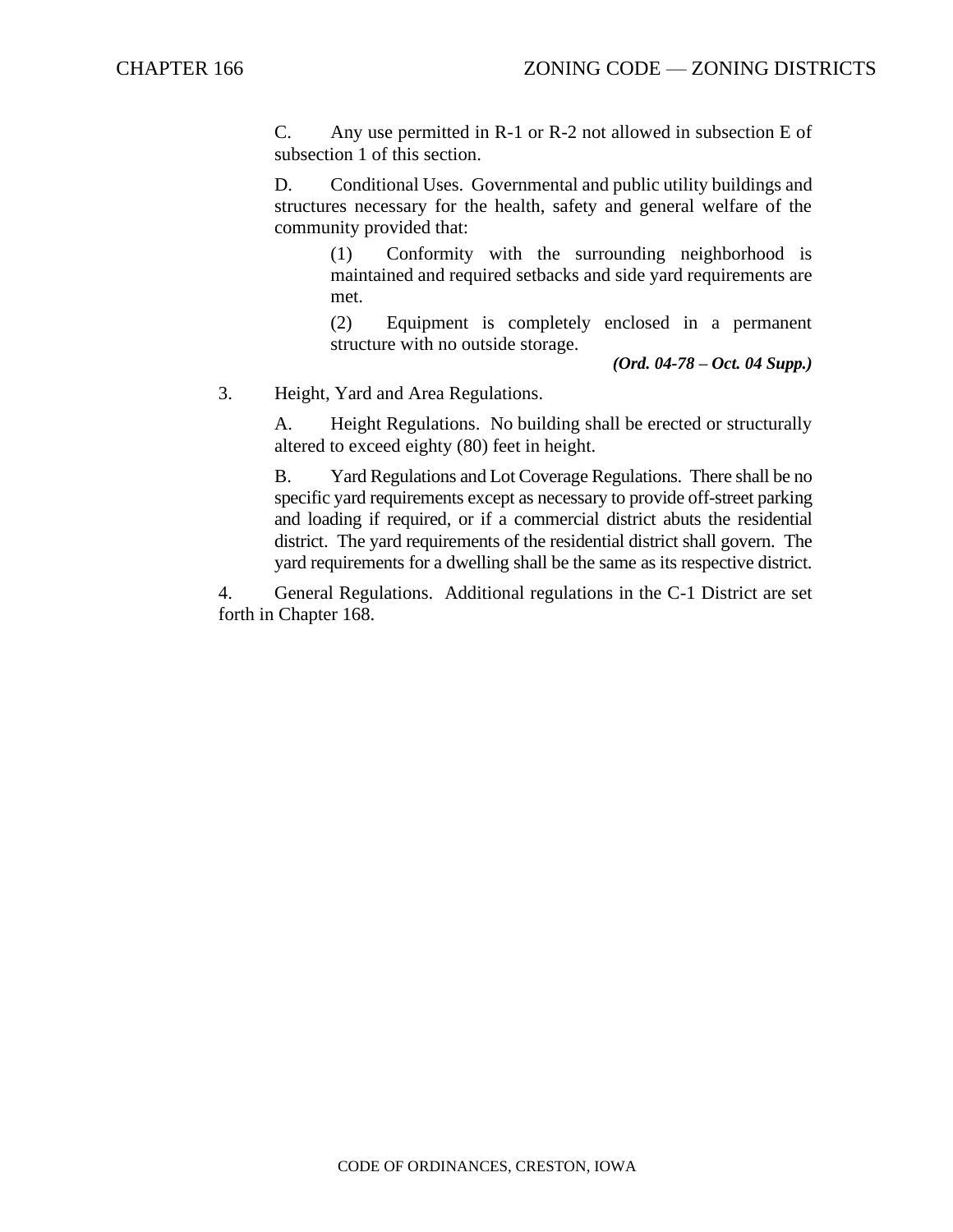C. Any use permitted in R-1 or R-2 not allowed in subsection E of subsection 1 of this section.

D. Conditional Uses. Governmental and public utility buildings and structures necessary for the health, safety and general welfare of the community provided that:

(1) Conformity with the surrounding neighborhood is maintained and required setbacks and side yard requirements are met.

(2) Equipment is completely enclosed in a permanent structure with no outside storage.

***(Ord. 04-78 – Oct. 04 Supp.)***

3. Height, Yard and Area Regulations.

A. Height Regulations. No building shall be erected or structurally altered to exceed eighty (80) feet in height.

B. Yard Regulations and Lot Coverage Regulations. There shall be no specific yard requirements except as necessary to provide off-street parking and loading if required, or if a commercial district abuts the residential district. The yard requirements of the residential district shall govern. The yard requirements for a dwelling shall be the same as its respective district.

4. General Regulations. Additional regulations in the C-1 District are set forth in Chapter 168.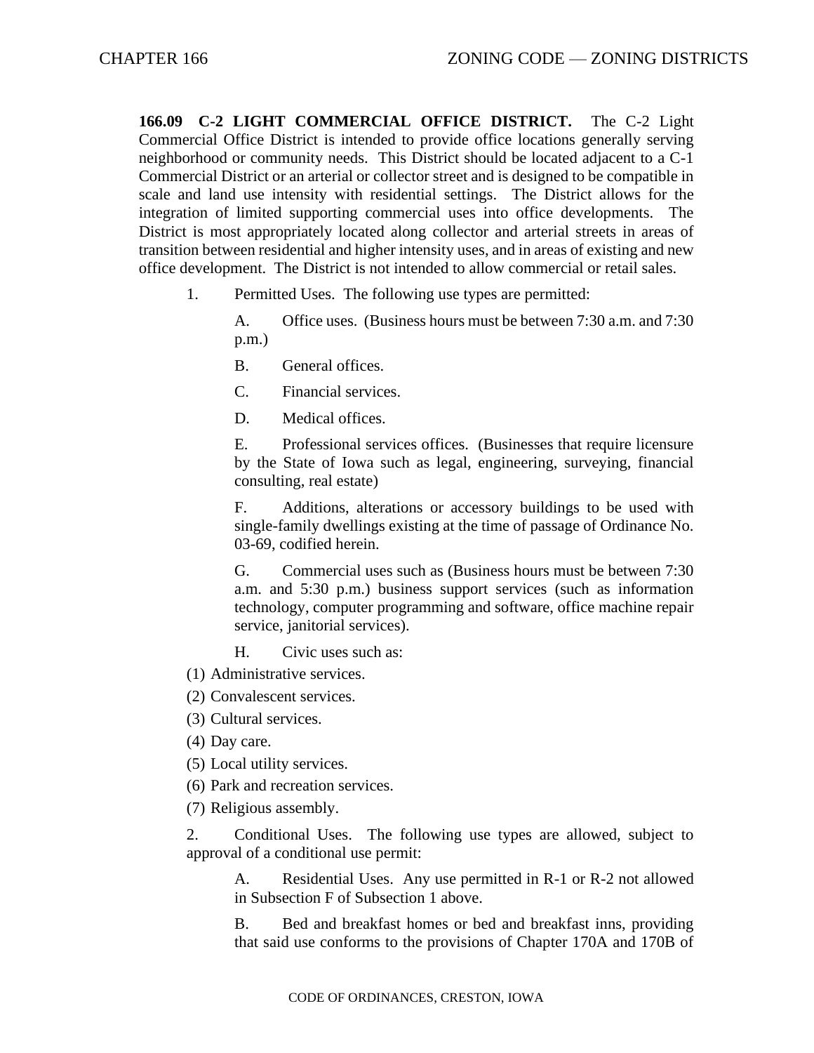**166.09 C-2 LIGHT COMMERCIAL OFFICE DISTRICT.** The C-2 Light Commercial Office District is intended to provide office locations generally serving neighborhood or community needs. This District should be located adjacent to a C-1 Commercial District or an arterial or collector street and is designed to be compatible in scale and land use intensity with residential settings. The District allows for the integration of limited supporting commercial uses into office developments. The District is most appropriately located along collector and arterial streets in areas of transition between residential and higher intensity uses, and in areas of existing and new office development. The District is not intended to allow commercial or retail sales.

1. Permitted Uses. The following use types are permitted:

   A. Office uses. (Business hours must be between 7:30 a.m. and 7:30 p.m.)

   B. General offices.

   C. Financial services.

   D. Medical offices.

   E. Professional services offices. (Businesses that require licensure by the State of Iowa such as legal, engineering, surveying, financial consulting, real estate)

   F. Additions, alterations or accessory buildings to be used with single-family dwellings existing at the time of passage of Ordinance No. 03-69, codified herein.

   G. Commercial uses such as (Business hours must be between 7:30 a.m. and 5:30 p.m.) business support services (such as information technology, computer programming and software, office machine repair service, janitorial services).

   H. Civic uses such as:

(1) Administrative services.

(2) Convalescent services.

(3) Cultural services.

(4) Day care.

(5) Local utility services.

(6) Park and recreation services.

(7) Religious assembly.

2. Conditional Uses. The following use types are allowed, subject to approval of a conditional use permit:

   A. Residential Uses. Any use permitted in R-1 or R-2 not allowed in Subsection F of Subsection 1 above.

   B. Bed and breakfast homes or bed and breakfast inns, providing that said use conforms to the provisions of Chapter 170A and 170B of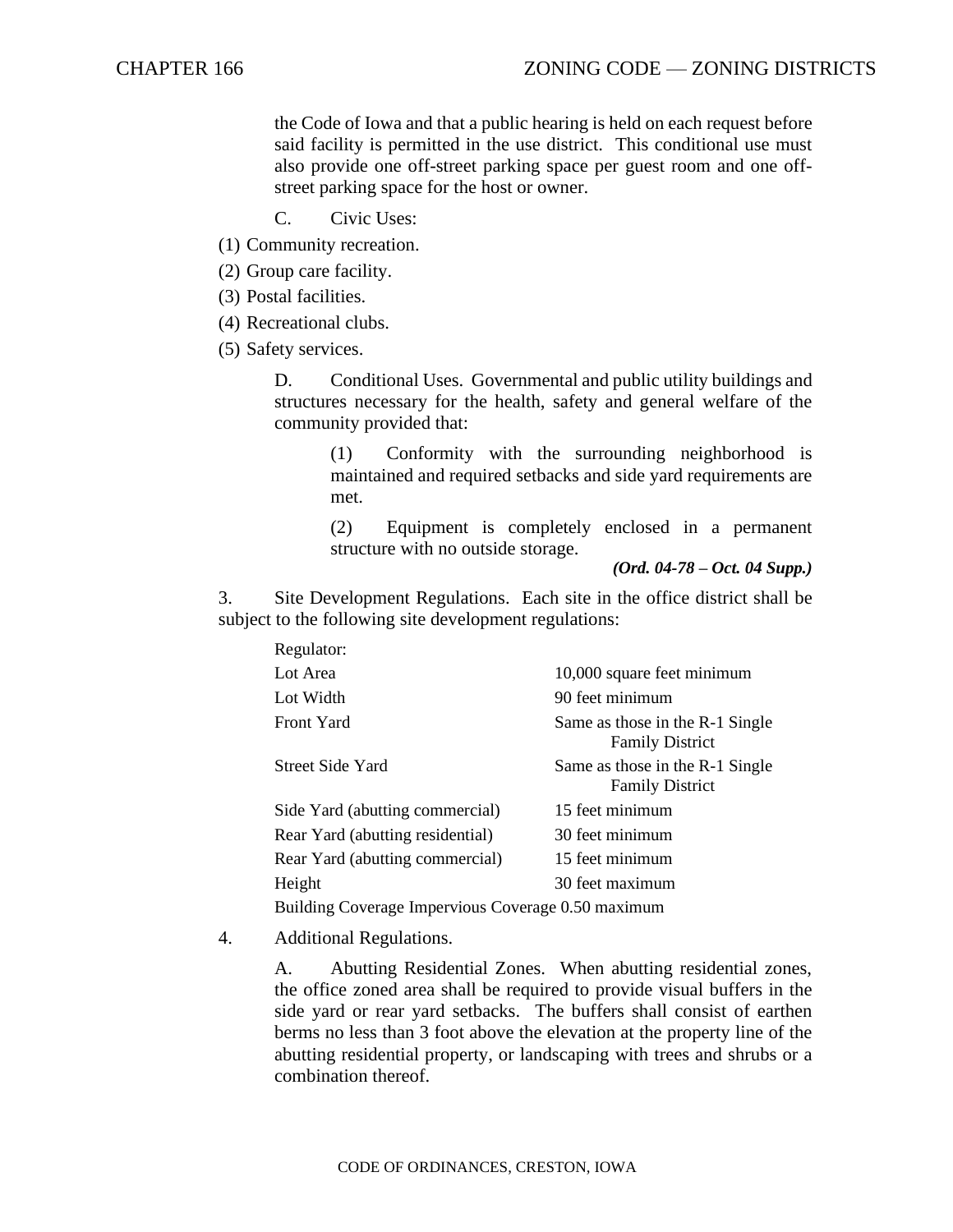the Code of Iowa and that a public hearing is held on each request before said facility is permitted in the use district. This conditional use must also provide one off-street parking space per guest room and one off-street parking space for the host or owner.

C. Civic Uses:

(1) Community recreation.

(2) Group care facility.

(3) Postal facilities.

(4) Recreational clubs.

(5) Safety services.

D. Conditional Uses. Governmental and public utility buildings and structures necessary for the health, safety and general welfare of the community provided that:

(1) Conformity with the surrounding neighborhood is maintained and required setbacks and side yard requirements are met.

(2) Equipment is completely enclosed in a permanent structure with no outside storage.

***(Ord. 04-78 – Oct. 04 Supp.)***

3. Site Development Regulations. Each site in the office district shall be subject to the following site development regulations:

| Regulator: | |
|---|---|
| Lot Area | 10,000 square feet minimum |
| Lot Width | 90 feet minimum |
| Front Yard | Same as those in the R-1 Single Family District |
| Street Side Yard | Same as those in the R-1 Single Family District |
| Side Yard (abutting commercial) | 15 feet minimum |
| Rear Yard (abutting residential) | 30 feet minimum |
| Rear Yard (abutting commercial) | 15 feet minimum |
| Height | 30 feet maximum |
| Building Coverage Impervious Coverage 0.50 maximum | |

4. Additional Regulations.

A. Abutting Residential Zones. When abutting residential zones, the office zoned area shall be required to provide visual buffers in the side yard or rear yard setbacks. The buffers shall consist of earthen berms no less than 3 foot above the elevation at the property line of the abutting residential property, or landscaping with trees and shrubs or a combination thereof.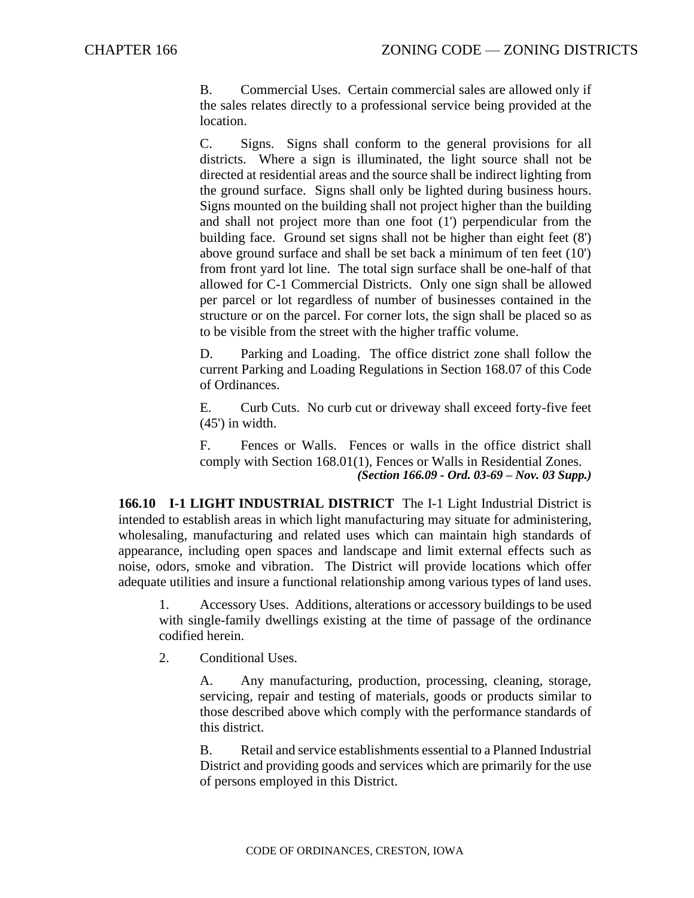B. Commercial Uses. Certain commercial sales are allowed only if the sales relates directly to a professional service being provided at the location.

C. Signs. Signs shall conform to the general provisions for all districts. Where a sign is illuminated, the light source shall not be directed at residential areas and the source shall be indirect lighting from the ground surface. Signs shall only be lighted during business hours. Signs mounted on the building shall not project higher than the building and shall not project more than one foot (1') perpendicular from the building face. Ground set signs shall not be higher than eight feet (8') above ground surface and shall be set back a minimum of ten feet (10') from front yard lot line. The total sign surface shall be one-half of that allowed for C-1 Commercial Districts. Only one sign shall be allowed per parcel or lot regardless of number of businesses contained in the structure or on the parcel. For corner lots, the sign shall be placed so as to be visible from the street with the higher traffic volume.

D. Parking and Loading. The office district zone shall follow the current Parking and Loading Regulations in Section 168.07 of this Code of Ordinances.

E. Curb Cuts. No curb cut or driveway shall exceed forty-five feet (45') in width.

F. Fences or Walls. Fences or walls in the office district shall comply with Section 168.01(1), Fences or Walls in Residential Zones.

***(Section 166.09 - Ord. 03-69 – Nov. 03 Supp.)***

**166.10 I-1 LIGHT INDUSTRIAL DISTRICT** The I-1 Light Industrial District is intended to establish areas in which light manufacturing may situate for administering, wholesaling, manufacturing and related uses which can maintain high standards of appearance, including open spaces and landscape and limit external effects such as noise, odors, smoke and vibration. The District will provide locations which offer adequate utilities and insure a functional relationship among various types of land uses.

1. Accessory Uses. Additions, alterations or accessory buildings to be used with single-family dwellings existing at the time of passage of the ordinance codified herein.

2. Conditional Uses.

A. Any manufacturing, production, processing, cleaning, storage, servicing, repair and testing of materials, goods or products similar to those described above which comply with the performance standards of this district.

B. Retail and service establishments essential to a Planned Industrial District and providing goods and services which are primarily for the use of persons employed in this District.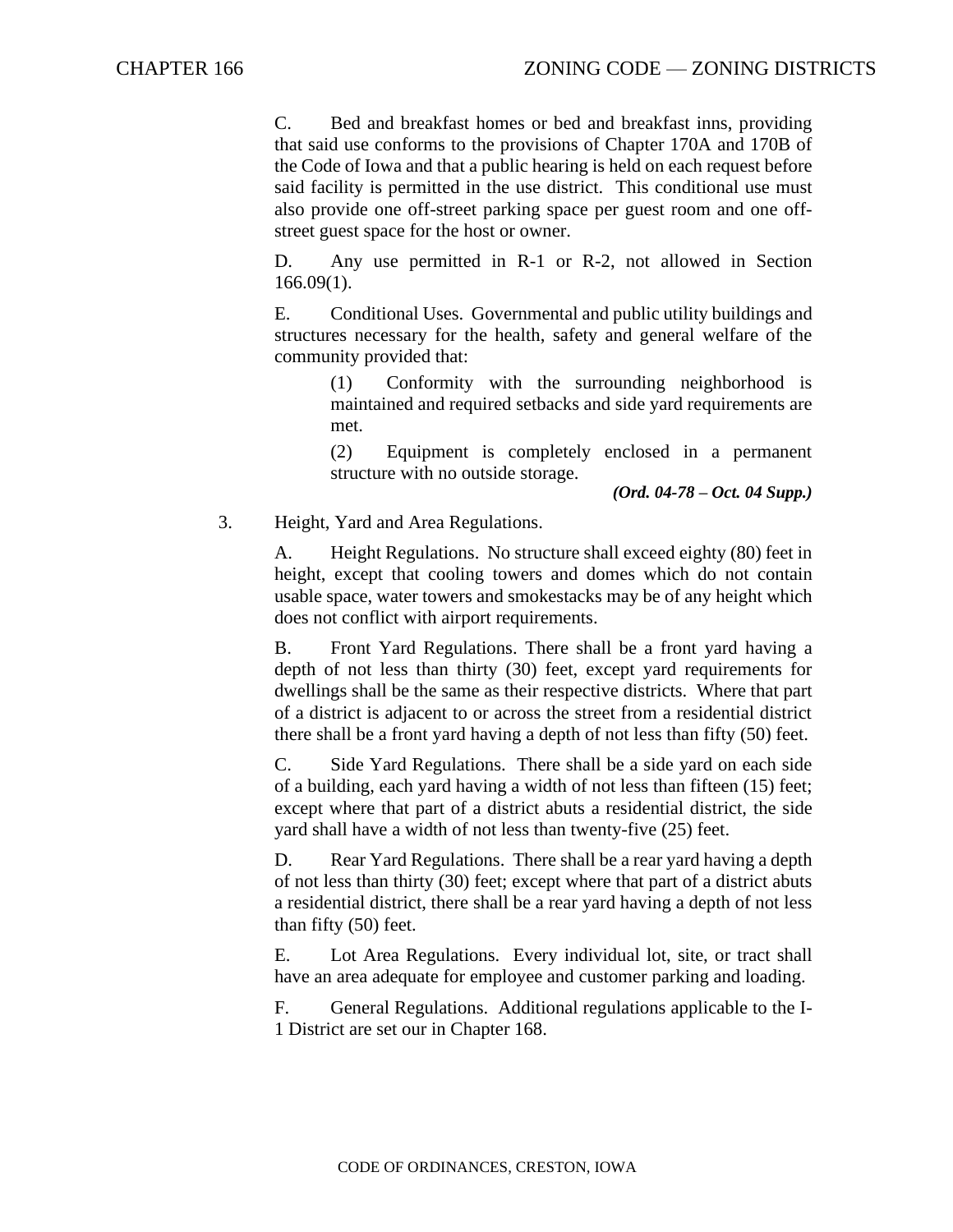C. Bed and breakfast homes or bed and breakfast inns, providing that said use conforms to the provisions of Chapter 170A and 170B of the Code of Iowa and that a public hearing is held on each request before said facility is permitted in the use district. This conditional use must also provide one off-street parking space per guest room and one off-street guest space for the host or owner.

D. Any use permitted in R-1 or R-2, not allowed in Section 166.09(1).

E. Conditional Uses. Governmental and public utility buildings and structures necessary for the health, safety and general welfare of the community provided that:

(1) Conformity with the surrounding neighborhood is maintained and required setbacks and side yard requirements are met.

(2) Equipment is completely enclosed in a permanent structure with no outside storage.

***(Ord. 04-78 – Oct. 04 Supp.)***

3. Height, Yard and Area Regulations.

A. Height Regulations. No structure shall exceed eighty (80) feet in height, except that cooling towers and domes which do not contain usable space, water towers and smokestacks may be of any height which does not conflict with airport requirements.

B. Front Yard Regulations. There shall be a front yard having a depth of not less than thirty (30) feet, except yard requirements for dwellings shall be the same as their respective districts. Where that part of a district is adjacent to or across the street from a residential district there shall be a front yard having a depth of not less than fifty (50) feet.

C. Side Yard Regulations. There shall be a side yard on each side of a building, each yard having a width of not less than fifteen (15) feet; except where that part of a district abuts a residential district, the side yard shall have a width of not less than twenty-five (25) feet.

D. Rear Yard Regulations. There shall be a rear yard having a depth of not less than thirty (30) feet; except where that part of a district abuts a residential district, there shall be a rear yard having a depth of not less than fifty (50) feet.

E. Lot Area Regulations. Every individual lot, site, or tract shall have an area adequate for employee and customer parking and loading.

F. General Regulations. Additional regulations applicable to the I-1 District are set our in Chapter 168.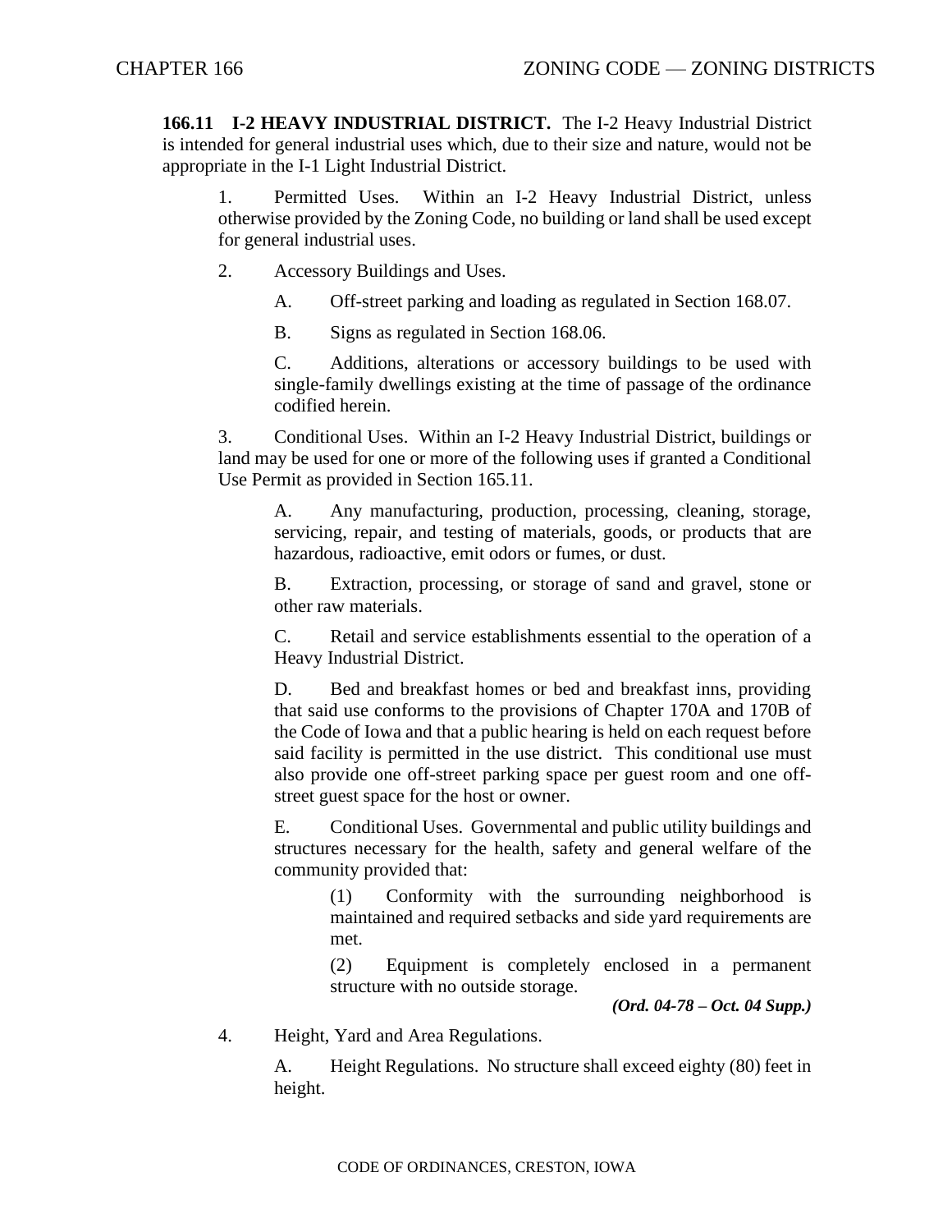**166.11 I-2 HEAVY INDUSTRIAL DISTRICT.** The I-2 Heavy Industrial District is intended for general industrial uses which, due to their size and nature, would not be appropriate in the I-1 Light Industrial District.

1. Permitted Uses. Within an I-2 Heavy Industrial District, unless otherwise provided by the Zoning Code, no building or land shall be used except for general industrial uses.

2. Accessory Buildings and Uses.

   A. Off-street parking and loading as regulated in Section 168.07.

   B. Signs as regulated in Section 168.06.

   C. Additions, alterations or accessory buildings to be used with single-family dwellings existing at the time of passage of the ordinance codified herein.

3. Conditional Uses. Within an I-2 Heavy Industrial District, buildings or land may be used for one or more of the following uses if granted a Conditional Use Permit as provided in Section 165.11.

   A. Any manufacturing, production, processing, cleaning, storage, servicing, repair, and testing of materials, goods, or products that are hazardous, radioactive, emit odors or fumes, or dust.

   B. Extraction, processing, or storage of sand and gravel, stone or other raw materials.

   C. Retail and service establishments essential to the operation of a Heavy Industrial District.

   D. Bed and breakfast homes or bed and breakfast inns, providing that said use conforms to the provisions of Chapter 170A and 170B of the Code of Iowa and that a public hearing is held on each request before said facility is permitted in the use district. This conditional use must also provide one off-street parking space per guest room and one off-street guest space for the host or owner.

   E. Conditional Uses. Governmental and public utility buildings and structures necessary for the health, safety and general welfare of the community provided that:

      (1) Conformity with the surrounding neighborhood is maintained and required setbacks and side yard requirements are met.

      (2) Equipment is completely enclosed in a permanent structure with no outside storage.

*(Ord. 04-78 – Oct. 04 Supp.)*

4. Height, Yard and Area Regulations.

   A. Height Regulations. No structure shall exceed eighty (80) feet in height.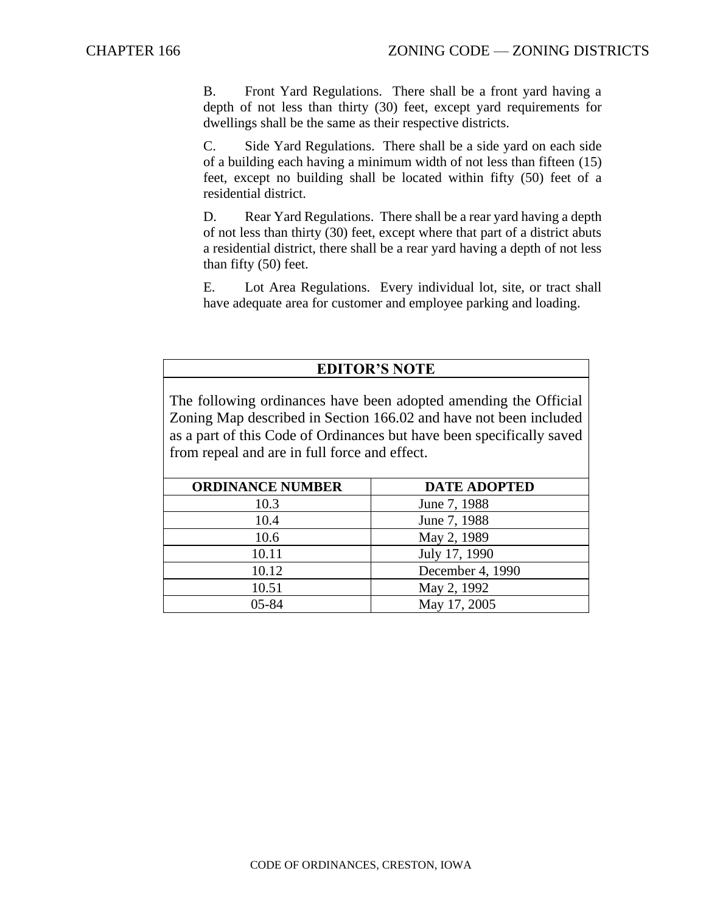B. Front Yard Regulations. There shall be a front yard having a depth of not less than thirty (30) feet, except yard requirements for dwellings shall be the same as their respective districts.

C. Side Yard Regulations. There shall be a side yard on each side of a building each having a minimum width of not less than fifteen (15) feet, except no building shall be located within fifty (50) feet of a residential district.

D. Rear Yard Regulations. There shall be a rear yard having a depth of not less than thirty (30) feet, except where that part of a district abuts a residential district, there shall be a rear yard having a depth of not less than fifty (50) feet.

E. Lot Area Regulations. Every individual lot, site, or tract shall have adequate area for customer and employee parking and loading.

**EDITOR'S NOTE**

The following ordinances have been adopted amending the Official Zoning Map described in Section 166.02 and have not been included as a part of this Code of Ordinances but have been specifically saved from repeal and are in full force and effect.

| ORDINANCE NUMBER | DATE ADOPTED |
|---|---|
| 10.3 | June 7, 1988 |
| 10.4 | June 7, 1988 |
| 10.6 | May 2, 1989 |
| 10.11 | July 17, 1990 |
| 10.12 | December 4, 1990 |
| 10.51 | May 2, 1992 |
| 05-84 | May 17, 2005 |